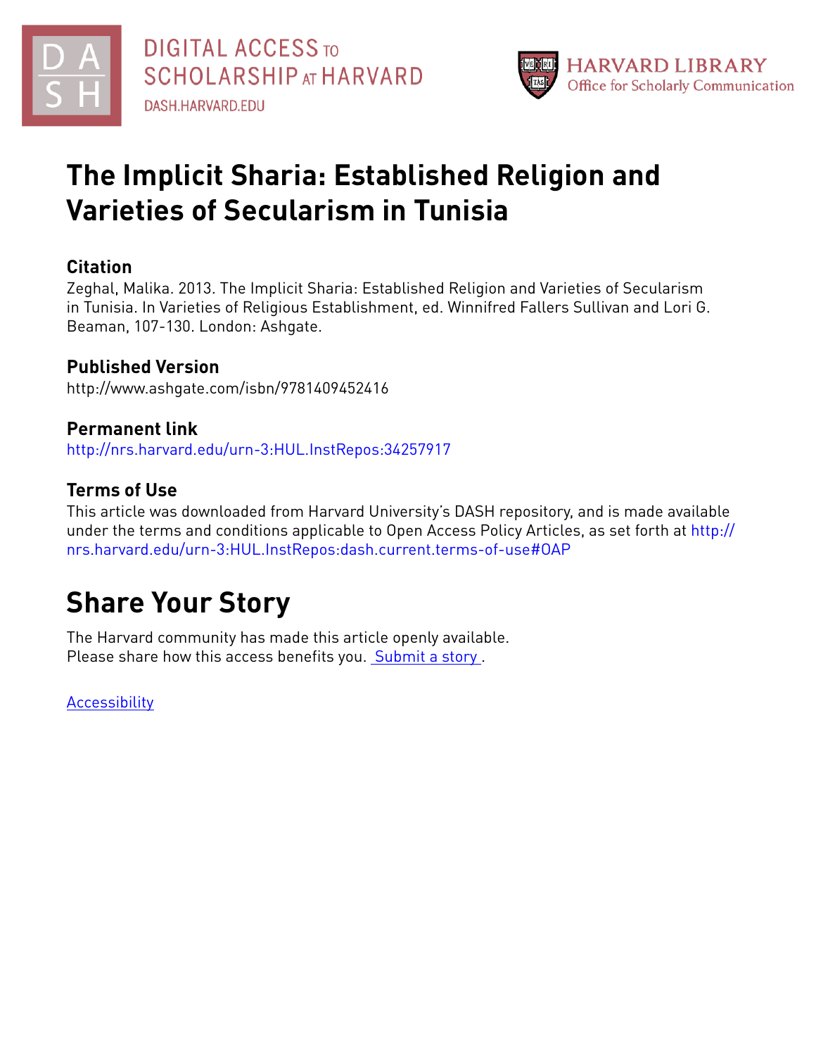DIGITAL ACCESS TO SCHOLARSHIP AT HARVARD
DASH.HARVARD.EDU

HARVARD LIBRARY
Office for Scholarly Communication

# The Implicit Sharia: Established Religion and Varieties of Secularism in Tunisia

## Citation

Zeghal, Malika. 2013. The Implicit Sharia: Established Religion and Varieties of Secularism in Tunisia. In Varieties of Religious Establishment, ed. Winnifred Fallers Sullivan and Lori G. Beaman, 107-130. London: Ashgate.

## Published Version

http://www.ashgate.com/isbn/9781409452416

## Permanent link

http://nrs.harvard.edu/urn-3:HUL.InstRepos:34257917

## Terms of Use

This article was downloaded from Harvard University's DASH repository, and is made available under the terms and conditions applicable to Open Access Policy Articles, as set forth at http://nrs.harvard.edu/urn-3:HUL.InstRepos:dash.current.terms-of-use#OAP

# Share Your Story

The Harvard community has made this article openly available.
Please share how this access benefits you. Submit a story .

Accessibility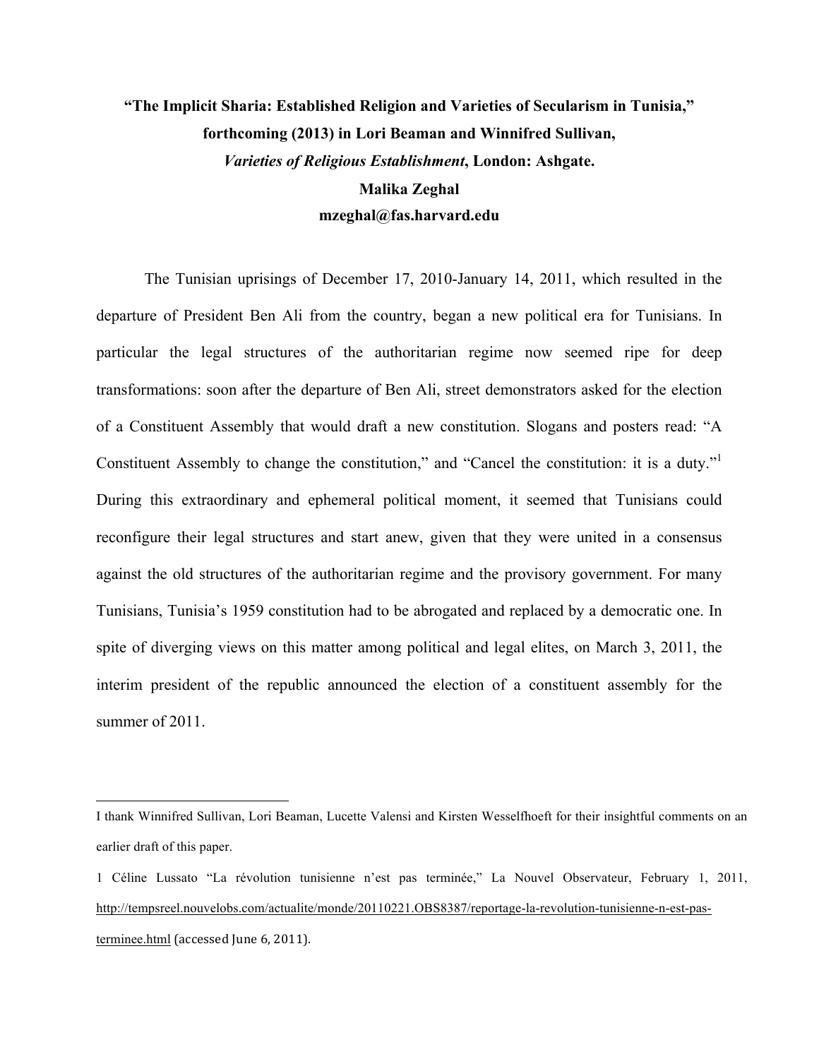**"The Implicit Sharia: Established Religion and Varieties of Secularism in Tunisia," forthcoming (2013) in Lori Beaman and Winnifred Sullivan, *Varieties of Religious Establishment*, London: Ashgate.**

**Malika Zeghal**

**mzeghal@fas.harvard.edu**

The Tunisian uprisings of December 17, 2010-January 14, 2011, which resulted in the departure of President Ben Ali from the country, began a new political era for Tunisians. In particular the legal structures of the authoritarian regime now seemed ripe for deep transformations: soon after the departure of Ben Ali, street demonstrators asked for the election of a Constituent Assembly that would draft a new constitution. Slogans and posters read: "A Constituent Assembly to change the constitution," and "Cancel the constitution: it is a duty."[1] During this extraordinary and ephemeral political moment, it seemed that Tunisians could reconfigure their legal structures and start anew, given that they were united in a consensus against the old structures of the authoritarian regime and the provisory government. For many Tunisians, Tunisia's 1959 constitution had to be abrogated and replaced by a democratic one. In spite of diverging views on this matter among political and legal elites, on March 3, 2011, the interim president of the republic announced the election of a constituent assembly for the summer of 2011.

---

I thank Winnifred Sullivan, Lori Beaman, Lucette Valensi and Kirsten Wesselfhoeft for their insightful comments on an earlier draft of this paper.

1 Céline Lussato "La révolution tunisienne n'est pas terminée," La Nouvel Observateur, February 1, 2011, http://tempsreel.nouvelobs.com/actualite/monde/20110221.OBS8387/reportage-la-revolution-tunisienne-n-est-pas-terminee.html (accessed June 6, 2011).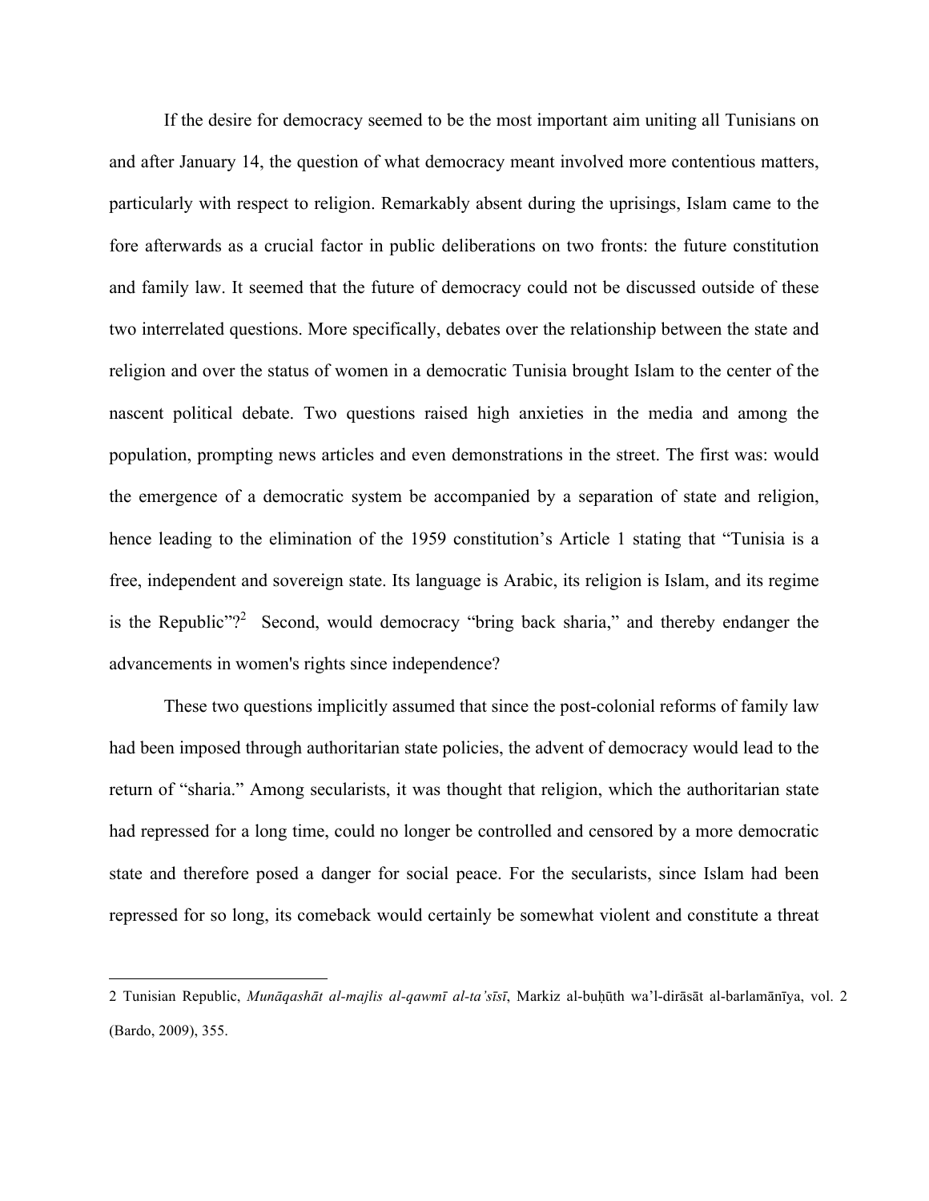If the desire for democracy seemed to be the most important aim uniting all Tunisians on and after January 14, the question of what democracy meant involved more contentious matters, particularly with respect to religion. Remarkably absent during the uprisings, Islam came to the fore afterwards as a crucial factor in public deliberations on two fronts: the future constitution and family law. It seemed that the future of democracy could not be discussed outside of these two interrelated questions. More specifically, debates over the relationship between the state and religion and over the status of women in a democratic Tunisia brought Islam to the center of the nascent political debate. Two questions raised high anxieties in the media and among the population, prompting news articles and even demonstrations in the street. The first was: would the emergence of a democratic system be accompanied by a separation of state and religion, hence leading to the elimination of the 1959 constitution's Article 1 stating that "Tunisia is a free, independent and sovereign state. Its language is Arabic, its religion is Islam, and its regime is the Republic"?[2] Second, would democracy "bring back sharia," and thereby endanger the advancements in women's rights since independence?

These two questions implicitly assumed that since the post-colonial reforms of family law had been imposed through authoritarian state policies, the advent of democracy would lead to the return of "sharia." Among secularists, it was thought that religion, which the authoritarian state had repressed for a long time, could no longer be controlled and censored by a more democratic state and therefore posed a danger for social peace. For the secularists, since Islam had been repressed for so long, its comeback would certainly be somewhat violent and constitute a threat

---

2 Tunisian Republic, *Munāqashāt al-majlis al-qawmī al-ta'sīsī*, Markiz al-buḥūth wa'l-dirāsāt al-barlamānīya, vol. 2 (Bardo, 2009), 355.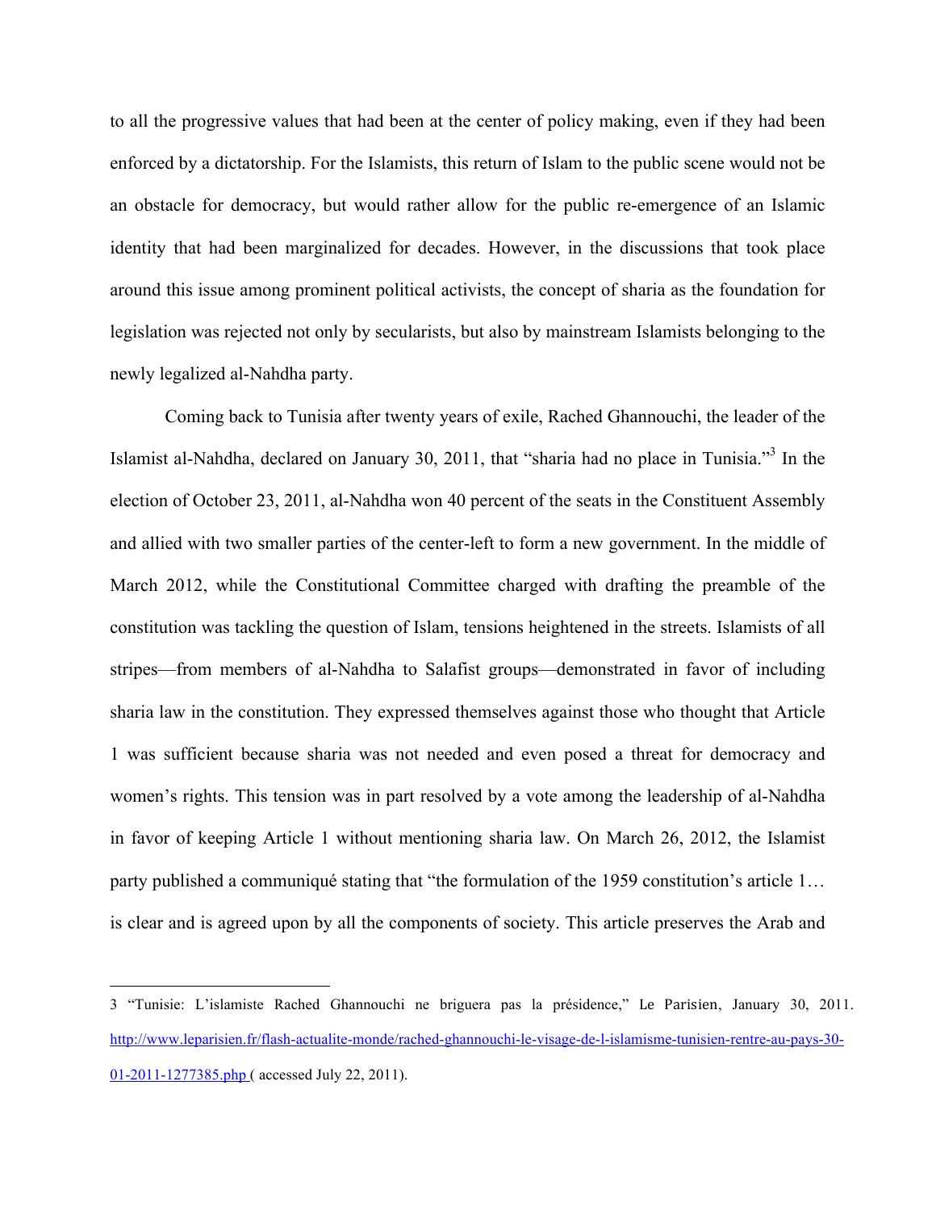to all the progressive values that had been at the center of policy making, even if they had been enforced by a dictatorship. For the Islamists, this return of Islam to the public scene would not be an obstacle for democracy, but would rather allow for the public re-emergence of an Islamic identity that had been marginalized for decades. However, in the discussions that took place around this issue among prominent political activists, the concept of sharia as the foundation for legislation was rejected not only by secularists, but also by mainstream Islamists belonging to the newly legalized al-Nahdha party.

Coming back to Tunisia after twenty years of exile, Rached Ghannouchi, the leader of the Islamist al-Nahdha, declared on January 30, 2011, that "sharia had no place in Tunisia."[3] In the election of October 23, 2011, al-Nahdha won 40 percent of the seats in the Constituent Assembly and allied with two smaller parties of the center-left to form a new government. In the middle of March 2012, while the Constitutional Committee charged with drafting the preamble of the constitution was tackling the question of Islam, tensions heightened in the streets. Islamists of all stripes—from members of al-Nahdha to Salafist groups—demonstrated in favor of including sharia law in the constitution. They expressed themselves against those who thought that Article 1 was sufficient because sharia was not needed and even posed a threat for democracy and women's rights. This tension was in part resolved by a vote among the leadership of al-Nahdha in favor of keeping Article 1 without mentioning sharia law. On March 26, 2012, the Islamist party published a communiqué stating that "the formulation of the 1959 constitution's article 1… is clear and is agreed upon by all the components of society. This article preserves the Arab and

---

3 "Tunisie: L'islamiste Rached Ghannouchi ne briguera pas la présidence," Le Parisien, January 30, 2011. http://www.leparisien.fr/flash-actualite-monde/rached-ghannouchi-le-visage-de-l-islamisme-tunisien-rentre-au-pays-30-01-2011-1277385.php ( accessed July 22, 2011).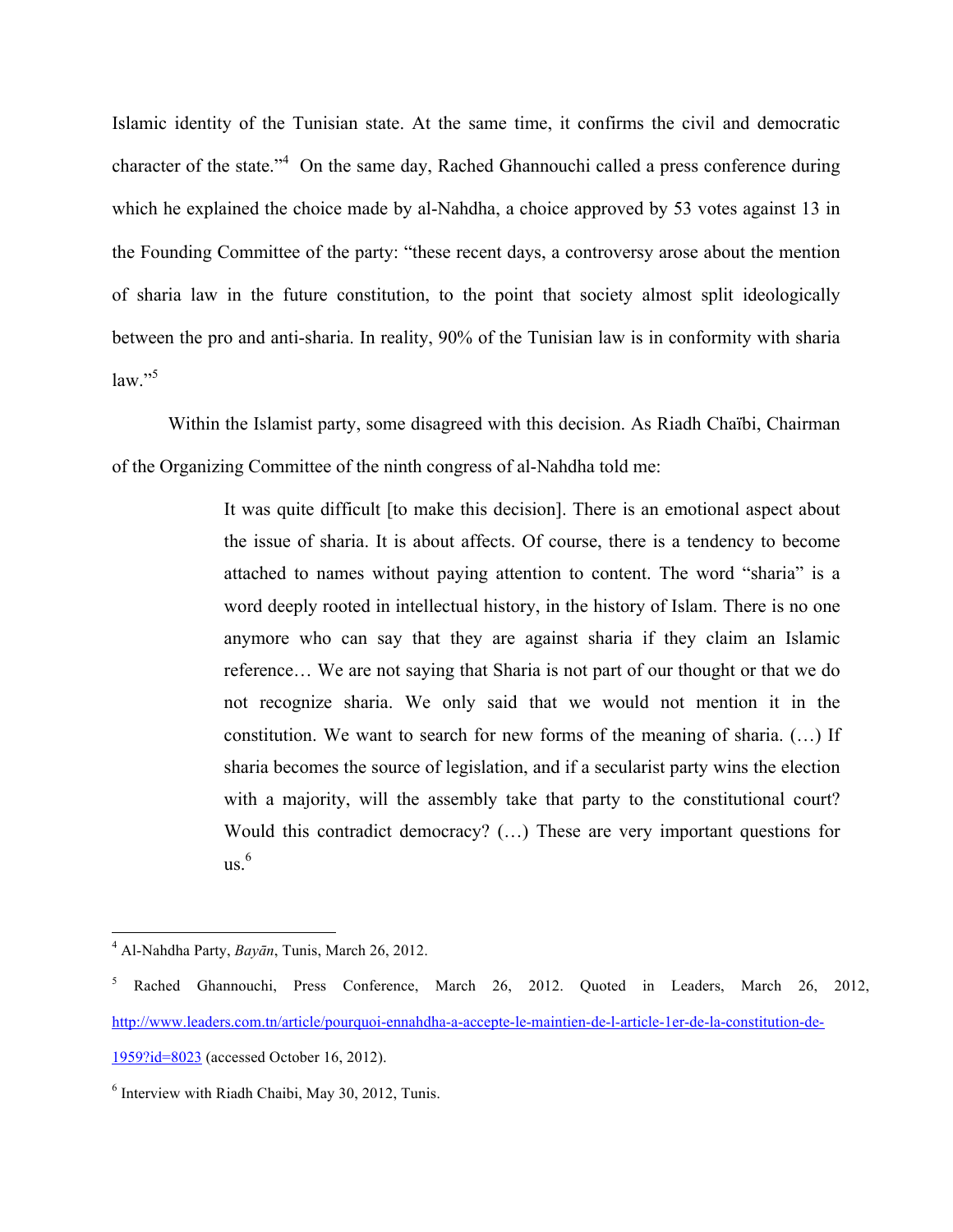Islamic identity of the Tunisian state. At the same time, it confirms the civil and democratic character of the state."[4] On the same day, Rached Ghannouchi called a press conference during which he explained the choice made by al-Nahdha, a choice approved by 53 votes against 13 in the Founding Committee of the party: "these recent days, a controversy arose about the mention of sharia law in the future constitution, to the point that society almost split ideologically between the pro and anti-sharia. In reality, 90% of the Tunisian law is in conformity with sharia law."[5]

Within the Islamist party, some disagreed with this decision. As Riadh Chaïbi, Chairman of the Organizing Committee of the ninth congress of al-Nahdha told me:

> It was quite difficult [to make this decision]. There is an emotional aspect about the issue of sharia. It is about affects. Of course, there is a tendency to become attached to names without paying attention to content. The word "sharia" is a word deeply rooted in intellectual history, in the history of Islam. There is no one anymore who can say that they are against sharia if they claim an Islamic reference… We are not saying that Sharia is not part of our thought or that we do not recognize sharia. We only said that we would not mention it in the constitution. We want to search for new forms of the meaning of sharia. (…) If sharia becomes the source of legislation, and if a secularist party wins the election with a majority, will the assembly take that party to the constitutional court? Would this contradict democracy? (…) These are very important questions for us.[6]

---

[4] Al-Nahdha Party, *Bayān*, Tunis, March 26, 2012.

[5] Rached Ghannouchi, Press Conference, March 26, 2012. Quoted in Leaders, March 26, 2012, http://www.leaders.com.tn/article/pourquoi-ennahdha-a-accepte-le-maintien-de-l-article-1er-de-la-constitution-de-1959?id=8023 (accessed October 16, 2012).

[6] Interview with Riadh Chaibi, May 30, 2012, Tunis.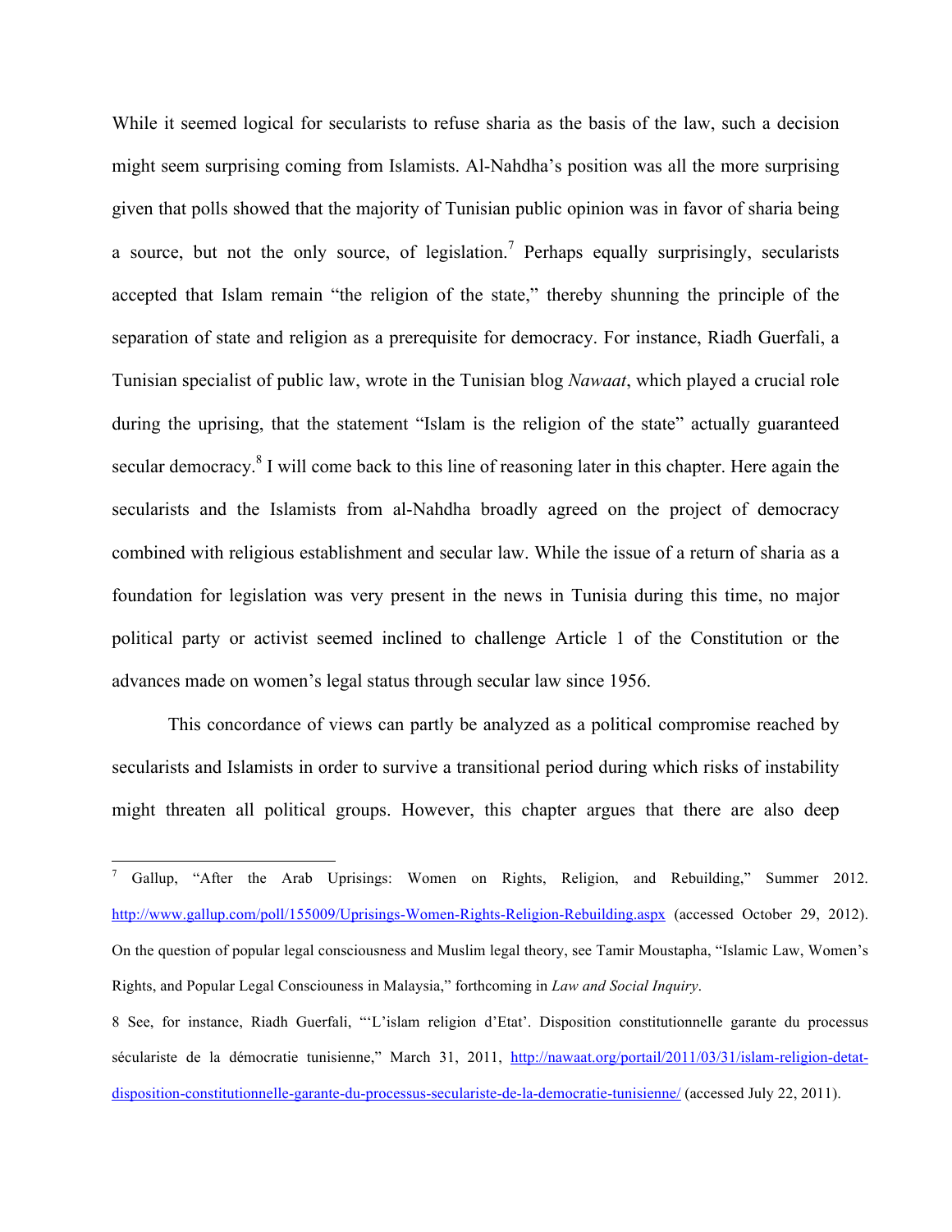While it seemed logical for secularists to refuse sharia as the basis of the law, such a decision might seem surprising coming from Islamists. Al-Nahdha's position was all the more surprising given that polls showed that the majority of Tunisian public opinion was in favor of sharia being a source, but not the only source, of legislation.[7] Perhaps equally surprisingly, secularists accepted that Islam remain "the religion of the state," thereby shunning the principle of the separation of state and religion as a prerequisite for democracy. For instance, Riadh Guerfali, a Tunisian specialist of public law, wrote in the Tunisian blog *Nawaat*, which played a crucial role during the uprising, that the statement "Islam is the religion of the state" actually guaranteed secular democracy.[8] I will come back to this line of reasoning later in this chapter. Here again the secularists and the Islamists from al-Nahdha broadly agreed on the project of democracy combined with religious establishment and secular law. While the issue of a return of sharia as a foundation for legislation was very present in the news in Tunisia during this time, no major political party or activist seemed inclined to challenge Article 1 of the Constitution or the advances made on women's legal status through secular law since 1956.

This concordance of views can partly be analyzed as a political compromise reached by secularists and Islamists in order to survive a transitional period during which risks of instability might threaten all political groups. However, this chapter argues that there are also deep

---

[7] Gallup, "After the Arab Uprisings: Women on Rights, Religion, and Rebuilding," Summer 2012. http://www.gallup.com/poll/155009/Uprisings-Women-Rights-Religion-Rebuilding.aspx (accessed October 29, 2012). On the question of popular legal consciousness and Muslim legal theory, see Tamir Moustapha, "Islamic Law, Women's Rights, and Popular Legal Consciouness in Malaysia," forthcoming in *Law and Social Inquiry*.

[8] See, for instance, Riadh Guerfali, "'L'islam religion d'Etat'. Disposition constitutionnelle garante du processus sécularise de la démocratie tunisienne," March 31, 2011, http://nawaat.org/portail/2011/03/31/islam-religion-detat-disposition-constitutionnelle-garante-du-processus-secularise-de-la-democratie-tunisienne/ (accessed July 22, 2011).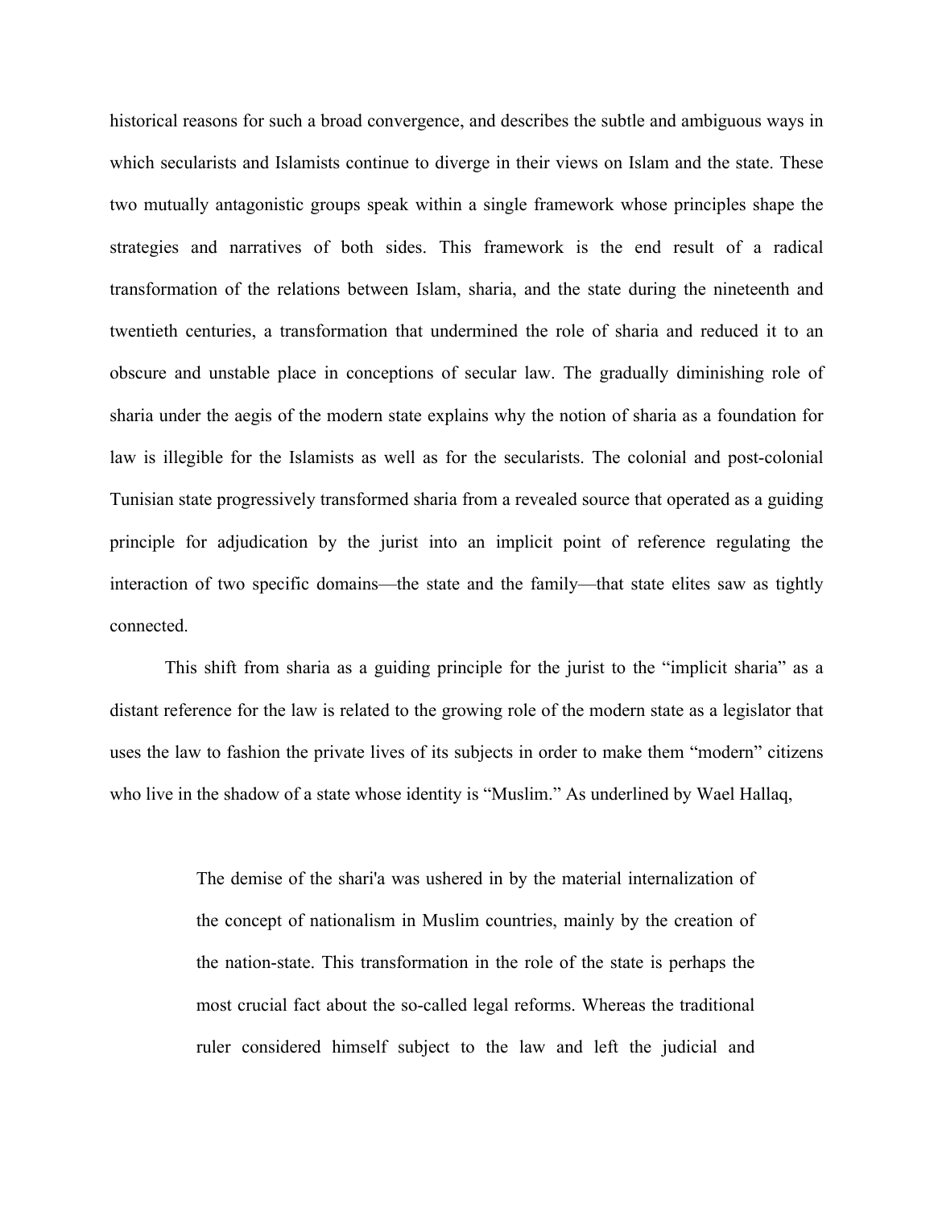historical reasons for such a broad convergence, and describes the subtle and ambiguous ways in which secularists and Islamists continue to diverge in their views on Islam and the state. These two mutually antagonistic groups speak within a single framework whose principles shape the strategies and narratives of both sides. This framework is the end result of a radical transformation of the relations between Islam, sharia, and the state during the nineteenth and twentieth centuries, a transformation that undermined the role of sharia and reduced it to an obscure and unstable place in conceptions of secular law. The gradually diminishing role of sharia under the aegis of the modern state explains why the notion of sharia as a foundation for law is illegible for the Islamists as well as for the secularists. The colonial and post-colonial Tunisian state progressively transformed sharia from a revealed source that operated as a guiding principle for adjudication by the jurist into an implicit point of reference regulating the interaction of two specific domains—the state and the family—that state elites saw as tightly connected.

This shift from sharia as a guiding principle for the jurist to the "implicit sharia" as a distant reference for the law is related to the growing role of the modern state as a legislator that uses the law to fashion the private lives of its subjects in order to make them "modern" citizens who live in the shadow of a state whose identity is "Muslim." As underlined by Wael Hallaq,

> The demise of the shari'a was ushered in by the material internalization of the concept of nationalism in Muslim countries, mainly by the creation of the nation-state. This transformation in the role of the state is perhaps the most crucial fact about the so-called legal reforms. Whereas the traditional ruler considered himself subject to the law and left the judicial and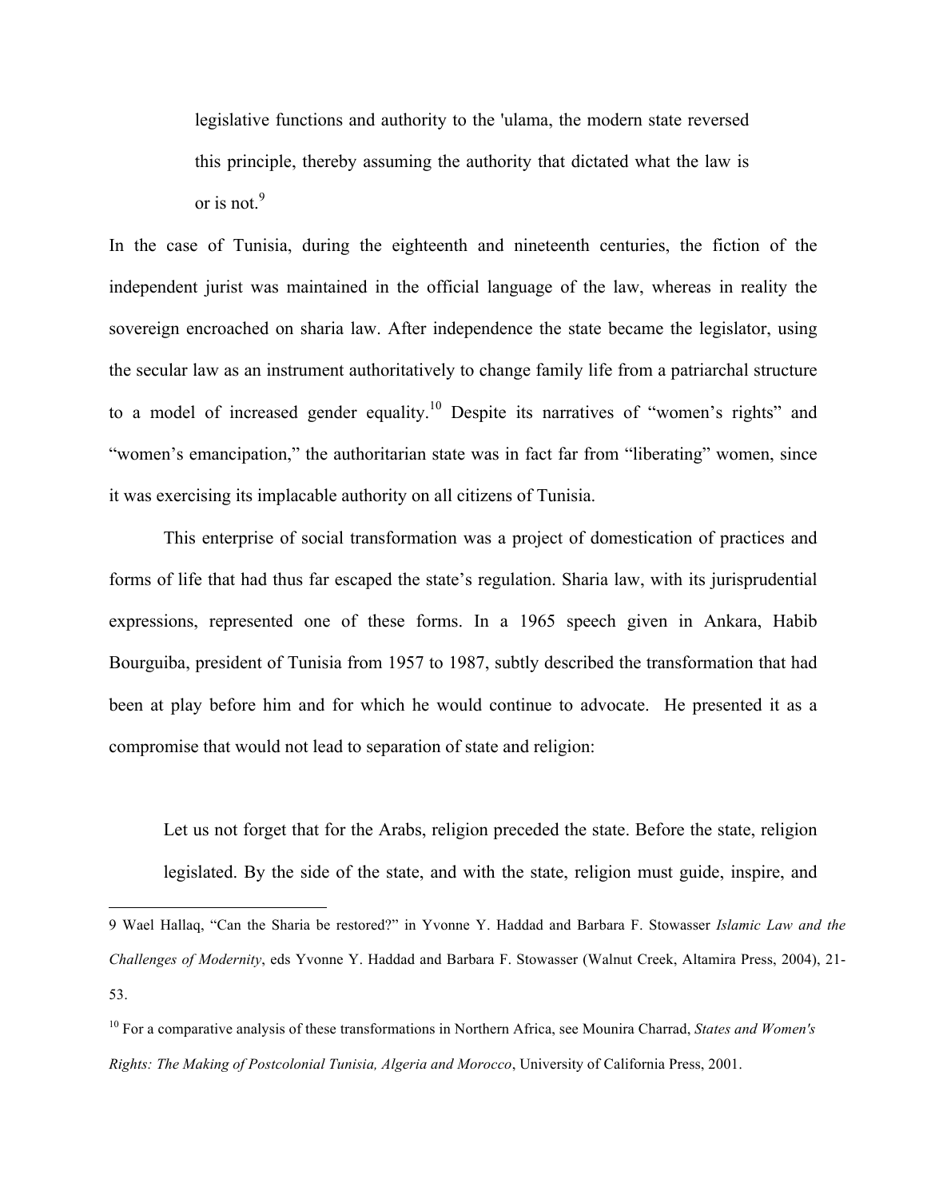> legislative functions and authority to the 'ulama, the modern state reversed this principle, thereby assuming the authority that dictated what the law is or is not.[9]

In the case of Tunisia, during the eighteenth and nineteenth centuries, the fiction of the independent jurist was maintained in the official language of the law, whereas in reality the sovereign encroached on sharia law. After independence the state became the legislator, using the secular law as an instrument authoritatively to change family life from a patriarchal structure to a model of increased gender equality.[10] Despite its narratives of "women's rights" and "women's emancipation," the authoritarian state was in fact far from "liberating" women, since it was exercising its implacable authority on all citizens of Tunisia.

This enterprise of social transformation was a project of domestication of practices and forms of life that had thus far escaped the state's regulation. Sharia law, with its jurisprudential expressions, represented one of these forms. In a 1965 speech given in Ankara, Habib Bourguiba, president of Tunisia from 1957 to 1987, subtly described the transformation that had been at play before him and for which he would continue to advocate. He presented it as a compromise that would not lead to separation of state and religion:

> Let us not forget that for the Arabs, religion preceded the state. Before the state, religion legislated. By the side of the state, and with the state, religion must guide, inspire, and

---

9 Wael Hallaq, "Can the Sharia be restored?" in Yvonne Y. Haddad and Barbara F. Stowasser *Islamic Law and the Challenges of Modernity*, eds Yvonne Y. Haddad and Barbara F. Stowasser (Walnut Creek, Altamira Press, 2004), 21-53.

10 For a comparative analysis of these transformations in Northern Africa, see Mounira Charrad, *States and Women's Rights: The Making of Postcolonial Tunisia, Algeria and Morocco*, University of California Press, 2001.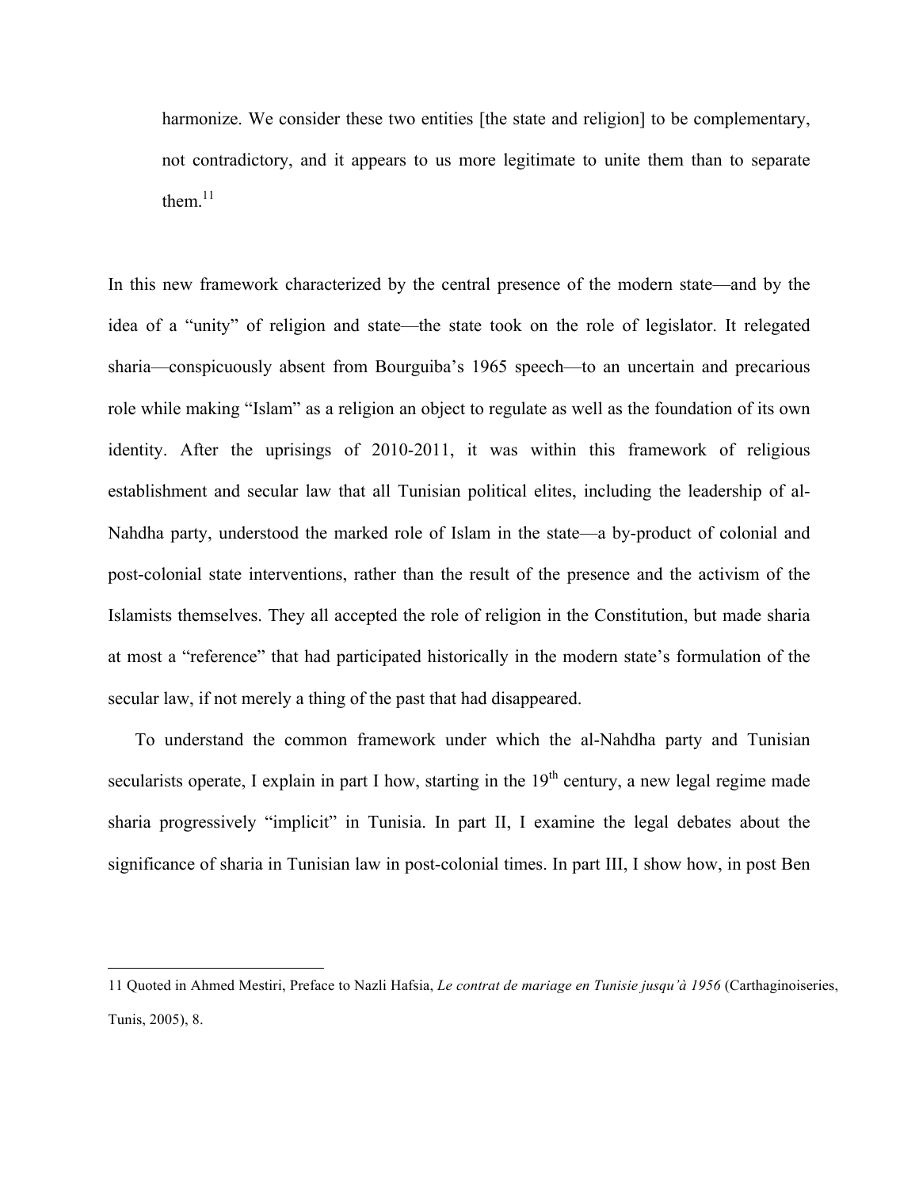> harmonize. We consider these two entities [the state and religion] to be complementary, not contradictory, and it appears to us more legitimate to unite them than to separate them.[11]

In this new framework characterized by the central presence of the modern state—and by the idea of a "unity" of religion and state—the state took on the role of legislator. It relegated sharia—conspicuously absent from Bourguiba's 1965 speech—to an uncertain and precarious role while making "Islam" as a religion an object to regulate as well as the foundation of its own identity. After the uprisings of 2010-2011, it was within this framework of religious establishment and secular law that all Tunisian political elites, including the leadership of al-Nahdha party, understood the marked role of Islam in the state—a by-product of colonial and post-colonial state interventions, rather than the result of the presence and the activism of the Islamists themselves. They all accepted the role of religion in the Constitution, but made sharia at most a "reference" that had participated historically in the modern state's formulation of the secular law, if not merely a thing of the past that had disappeared.

To understand the common framework under which the al-Nahdha party and Tunisian secularists operate, I explain in part I how, starting in the 19th century, a new legal regime made sharia progressively "implicit" in Tunisia. In part II, I examine the legal debates about the significance of sharia in Tunisian law in post-colonial times. In part III, I show how, in post Ben

---

11 Quoted in Ahmed Mestiri, Preface to Nazli Hafsia, *Le contrat de mariage en Tunisie jusqu'à 1956* (Carthaginoiseries, Tunis, 2005), 8.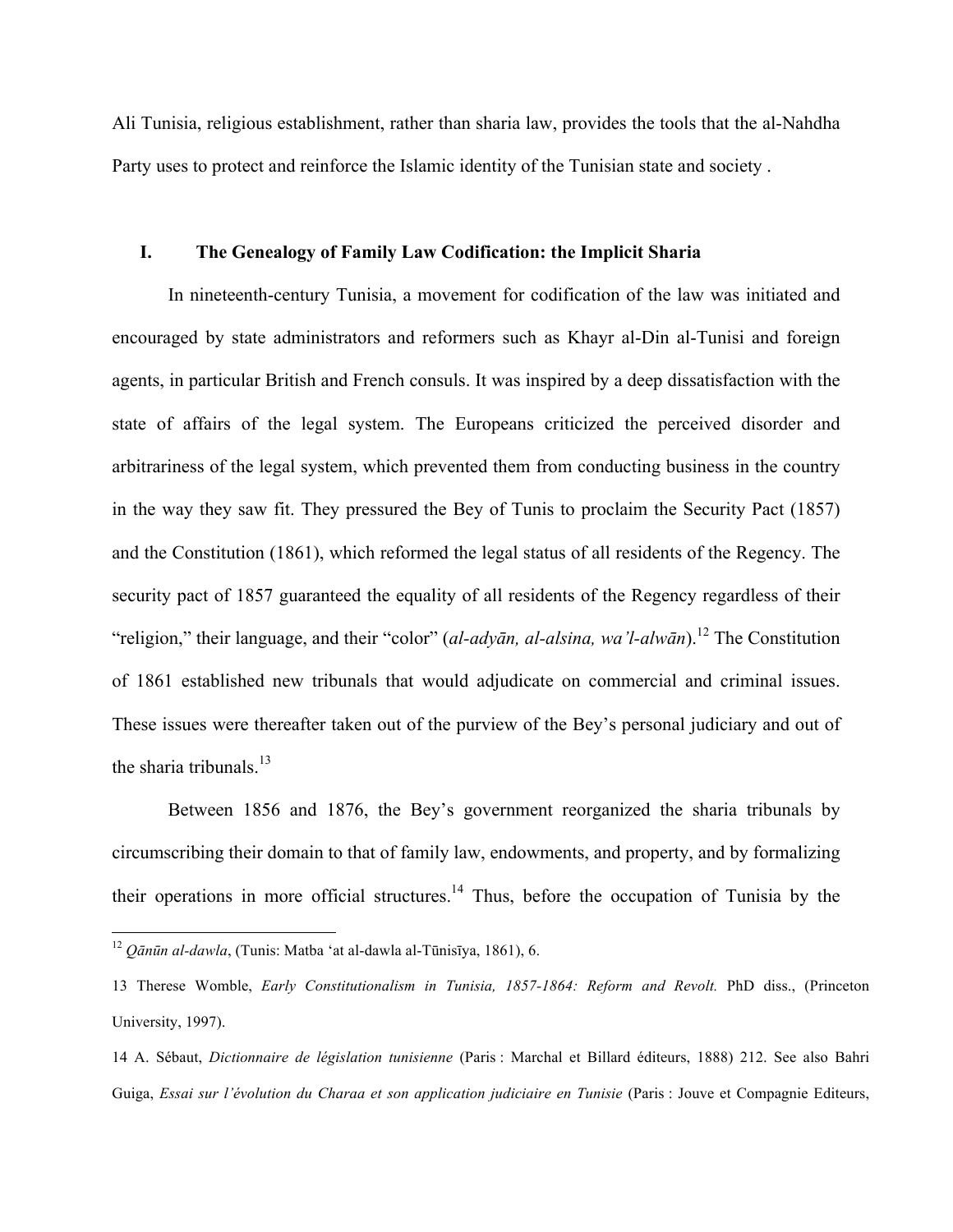Ali Tunisia, religious establishment, rather than sharia law, provides the tools that the al-Nahdha Party uses to protect and reinforce the Islamic identity of the Tunisian state and society .

## I. The Genealogy of Family Law Codification: the Implicit Sharia

In nineteenth-century Tunisia, a movement for codification of the law was initiated and encouraged by state administrators and reformers such as Khayr al-Din al-Tunisi and foreign agents, in particular British and French consuls. It was inspired by a deep dissatisfaction with the state of affairs of the legal system. The Europeans criticized the perceived disorder and arbitrariness of the legal system, which prevented them from conducting business in the country in the way they saw fit. They pressured the Bey of Tunis to proclaim the Security Pact (1857) and the Constitution (1861), which reformed the legal status of all residents of the Regency. The security pact of 1857 guaranteed the equality of all residents of the Regency regardless of their "religion," their language, and their "color" (*al-adyān, al-alsina, wa'l-alwān*).[12] The Constitution of 1861 established new tribunals that would adjudicate on commercial and criminal issues. These issues were thereafter taken out of the purview of the Bey's personal judiciary and out of the sharia tribunals.[13]

Between 1856 and 1876, the Bey's government reorganized the sharia tribunals by circumscribing their domain to that of family law, endowments, and property, and by formalizing their operations in more official structures.[14] Thus, before the occupation of Tunisia by the

---

[12] *Qānūn al-dawla*, (Tunis: Matba 'at al-dawla al-Tūnisīya, 1861), 6.

13 Therese Womble, *Early Constitutionalism in Tunisia, 1857-1864: Reform and Revolt.* PhD diss., (Princeton University, 1997).

14 A. Sébaut, *Dictionnaire de législation tunisienne* (Paris : Marchal et Billard éditeurs, 1888) 212. See also Bahri Guiga, *Essai sur l'évolution du Charaa et son application judiciaire en Tunisie* (Paris : Jouve et Compagnie Editeurs,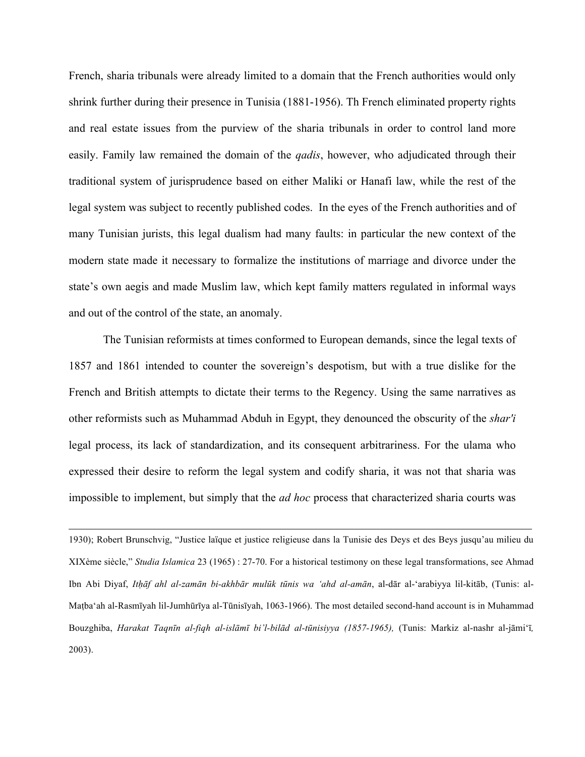French, sharia tribunals were already limited to a domain that the French authorities would only shrink further during their presence in Tunisia (1881-1956). Th French eliminated property rights and real estate issues from the purview of the sharia tribunals in order to control land more easily. Family law remained the domain of the *qadis*, however, who adjudicated through their traditional system of jurisprudence based on either Maliki or Hanafi law, while the rest of the legal system was subject to recently published codes. In the eyes of the French authorities and of many Tunisian jurists, this legal dualism had many faults: in particular the new context of the modern state made it necessary to formalize the institutions of marriage and divorce under the state's own aegis and made Muslim law, which kept family matters regulated in informal ways and out of the control of the state, an anomaly.

The Tunisian reformists at times conformed to European demands, since the legal texts of 1857 and 1861 intended to counter the sovereign's despotism, but with a true dislike for the French and British attempts to dictate their terms to the Regency. Using the same narratives as other reformists such as Muhammad Abduh in Egypt, they denounced the obscurity of the *shar'ī* legal process, its lack of standardization, and its consequent arbitrariness. For the ulama who expressed their desire to reform the legal system and codify sharia, it was not that sharia was impossible to implement, but simply that the *ad hoc* process that characterized sharia courts was

---

1930); Robert Brunschvig, "Justice laïque et justice religieuse dans la Tunisie des Deys et des Beys jusqu'au milieu du XIXème siècle," *Studia Islamica* 23 (1965) : 27-70. For a historical testimony on these legal transformations, see Ahmad Ibn Abi Diyaf, *Itḥāf ahl al-zamān bi-akhbār mulūk tūnis wa 'ahd al-amān*, al-dār al-'arabiyya lil-kitāb, (Tunis: al-Maṭba'ah al-Rasmīyah lil-Jumhūrīya al-Tūnisīyah, 1063-1966). The most detailed second-hand account is in Muhammad Bouzghiba, *Harakat Taqnīn al-fiqh al-islāmī bi'l-bilād al-tūnisiyya (1857-1965),* (Tunis: Markiz al-nashr al-jāmi'ī, 2003).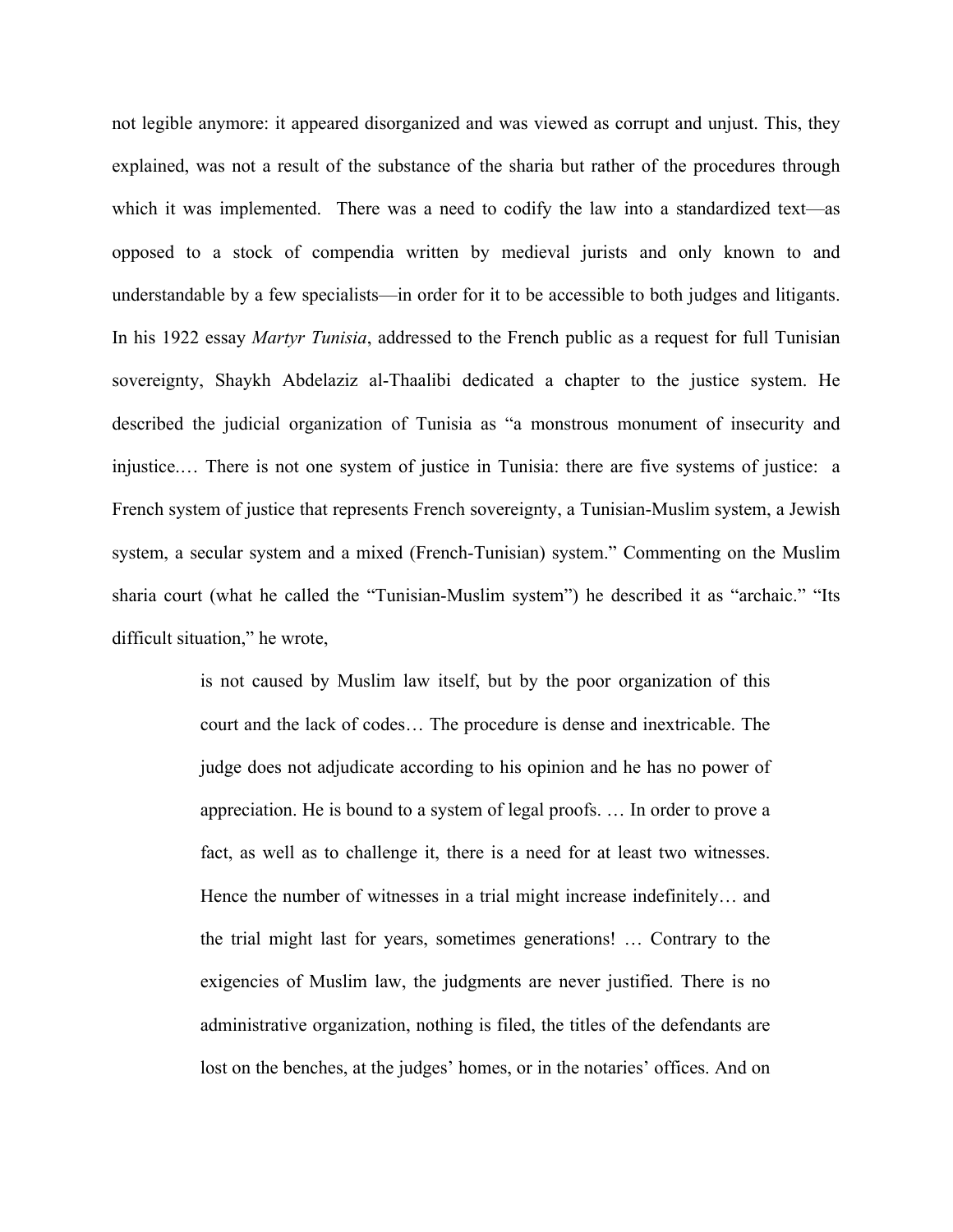not legible anymore: it appeared disorganized and was viewed as corrupt and unjust. This, they explained, was not a result of the substance of the sharia but rather of the procedures through which it was implemented. There was a need to codify the law into a standardized text—as opposed to a stock of compendia written by medieval jurists and only known to and understandable by a few specialists—in order for it to be accessible to both judges and litigants. In his 1922 essay *Martyr Tunisia*, addressed to the French public as a request for full Tunisian sovereignty, Shaykh Abdelaziz al-Thaalibi dedicated a chapter to the justice system. He described the judicial organization of Tunisia as "a monstrous monument of insecurity and injustice.… There is not one system of justice in Tunisia: there are five systems of justice: a French system of justice that represents French sovereignty, a Tunisian-Muslim system, a Jewish system, a secular system and a mixed (French-Tunisian) system." Commenting on the Muslim sharia court (what he called the "Tunisian-Muslim system") he described it as "archaic." "Its difficult situation," he wrote,

> is not caused by Muslim law itself, but by the poor organization of this court and the lack of codes… The procedure is dense and inextricable. The judge does not adjudicate according to his opinion and he has no power of appreciation. He is bound to a system of legal proofs. … In order to prove a fact, as well as to challenge it, there is a need for at least two witnesses. Hence the number of witnesses in a trial might increase indefinitely… and the trial might last for years, sometimes generations! … Contrary to the exigencies of Muslim law, the judgments are never justified. There is no administrative organization, nothing is filed, the titles of the defendants are lost on the benches, at the judges' homes, or in the notaries' offices. And on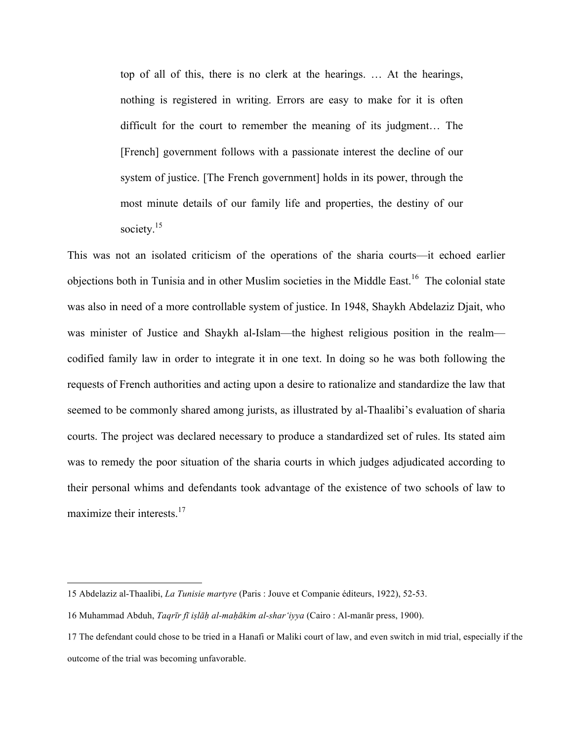> top of all of this, there is no clerk at the hearings. … At the hearings, nothing is registered in writing. Errors are easy to make for it is often difficult for the court to remember the meaning of its judgment… The [French] government follows with a passionate interest the decline of our system of justice. [The French government] holds in its power, through the most minute details of our family life and properties, the destiny of our society.[15]

This was not an isolated criticism of the operations of the sharia courts—it echoed earlier objections both in Tunisia and in other Muslim societies in the Middle East.[16] The colonial state was also in need of a more controllable system of justice. In 1948, Shaykh Abdelaziz Djait, who was minister of Justice and Shaykh al-Islam—the highest religious position in the realm—codified family law in order to integrate it in one text. In doing so he was both following the requests of French authorities and acting upon a desire to rationalize and standardize the law that seemed to be commonly shared among jurists, as illustrated by al-Thaalibi's evaluation of sharia courts. The project was declared necessary to produce a standardized set of rules. Its stated aim was to remedy the poor situation of the sharia courts in which judges adjudicated according to their personal whims and defendants took advantage of the existence of two schools of law to maximize their interests.[17]

---

15 Abdelaziz al-Thaalibi, *La Tunisie martyre* (Paris : Jouve et Companie éditeurs, 1922), 52-53.

16 Muhammad Abduh, *Taqrīr fī iṣlāḥ al-maḥākim al-sharʿiyya* (Cairo : Al-manār press, 1900).

17 The defendant could chose to be tried in a Hanafi or Maliki court of law, and even switch in mid trial, especially if the outcome of the trial was becoming unfavorable.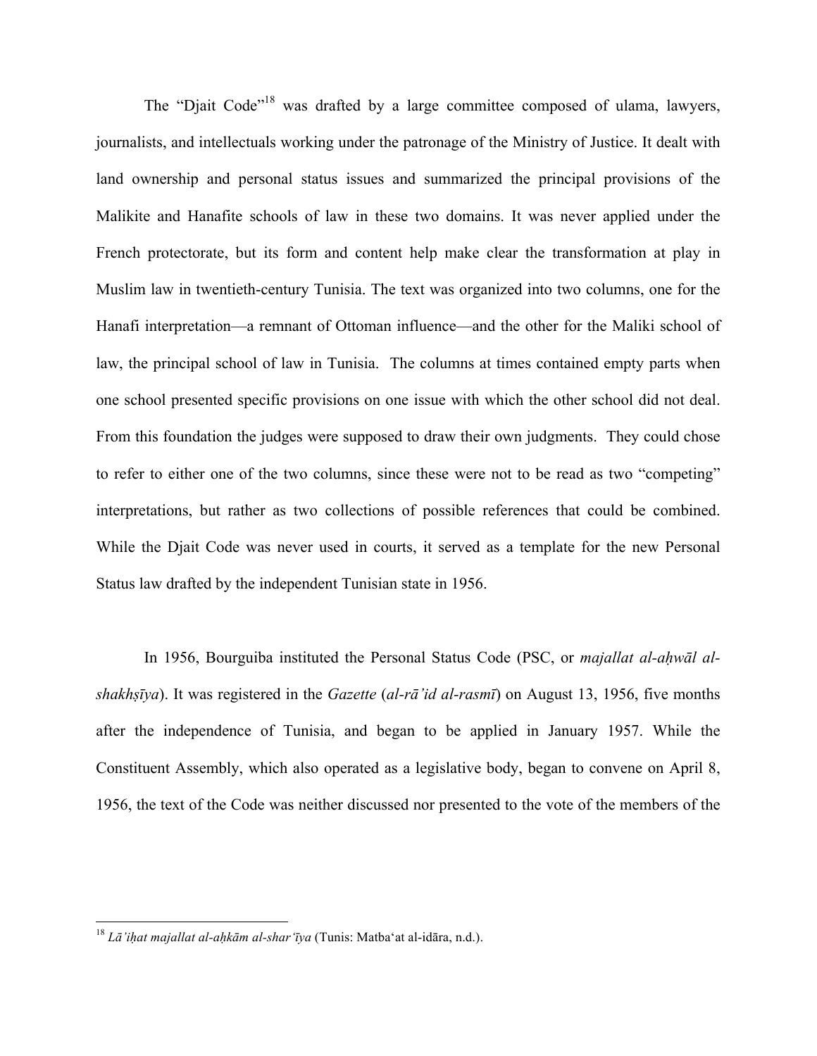The "Djait Code"[18] was drafted by a large committee composed of ulama, lawyers, journalists, and intellectuals working under the patronage of the Ministry of Justice. It dealt with land ownership and personal status issues and summarized the principal provisions of the Malikite and Hanafite schools of law in these two domains. It was never applied under the French protectorate, but its form and content help make clear the transformation at play in Muslim law in twentieth-century Tunisia. The text was organized into two columns, one for the Hanafi interpretation—a remnant of Ottoman influence—and the other for the Maliki school of law, the principal school of law in Tunisia. The columns at times contained empty parts when one school presented specific provisions on one issue with which the other school did not deal. From this foundation the judges were supposed to draw their own judgments. They could chose to refer to either one of the two columns, since these were not to be read as two "competing" interpretations, but rather as two collections of possible references that could be combined. While the Djait Code was never used in courts, it served as a template for the new Personal Status law drafted by the independent Tunisian state in 1956.

In 1956, Bourguiba instituted the Personal Status Code (PSC, or *majallat al-aḥwāl al-shakhṣīya*). It was registered in the *Gazette* (*al-rā'id al-rasmī*) on August 13, 1956, five months after the independence of Tunisia, and began to be applied in January 1957. While the Constituent Assembly, which also operated as a legislative body, began to convene on April 8, 1956, the text of the Code was neither discussed nor presented to the vote of the members of the

[18] *Lā'iḥat majallat al-aḥkām al-shar'īya* (Tunis: Matba'at al-idāra, n.d.).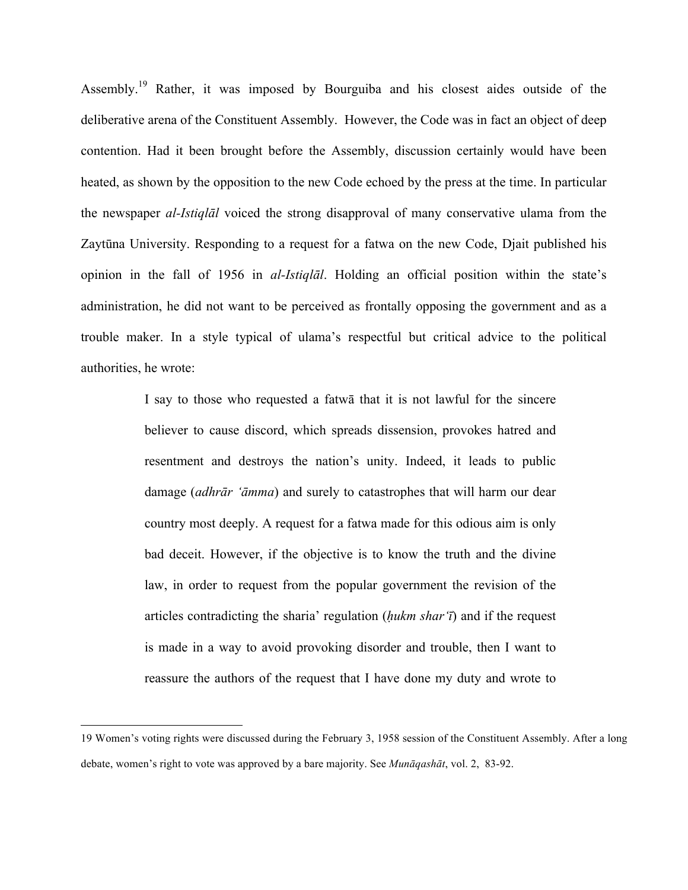Assembly.[19] Rather, it was imposed by Bourguiba and his closest aides outside of the deliberative arena of the Constituent Assembly. However, the Code was in fact an object of deep contention. Had it been brought before the Assembly, discussion certainly would have been heated, as shown by the opposition to the new Code echoed by the press at the time. In particular the newspaper *al-Istiqlāl* voiced the strong disapproval of many conservative ulama from the Zaytūna University. Responding to a request for a fatwa on the new Code, Djait published his opinion in the fall of 1956 in *al-Istiqlāl*. Holding an official position within the state's administration, he did not want to be perceived as frontally opposing the government and as a trouble maker. In a style typical of ulama's respectful but critical advice to the political authorities, he wrote:

> I say to those who requested a fatwā that it is not lawful for the sincere believer to cause discord, which spreads dissension, provokes hatred and resentment and destroys the nation's unity. Indeed, it leads to public damage (*adhrār 'āmma*) and surely to catastrophes that will harm our dear country most deeply. A request for a fatwa made for this odious aim is only bad deceit. However, if the objective is to know the truth and the divine law, in order to request from the popular government the revision of the articles contradicting the sharia' regulation (*ḥukm shar'ī*) and if the request is made in a way to avoid provoking disorder and trouble, then I want to reassure the authors of the request that I have done my duty and wrote to

19 Women's voting rights were discussed during the February 3, 1958 session of the Constituent Assembly. After a long debate, women's right to vote was approved by a bare majority. See *Munāqashāt*, vol. 2, 83-92.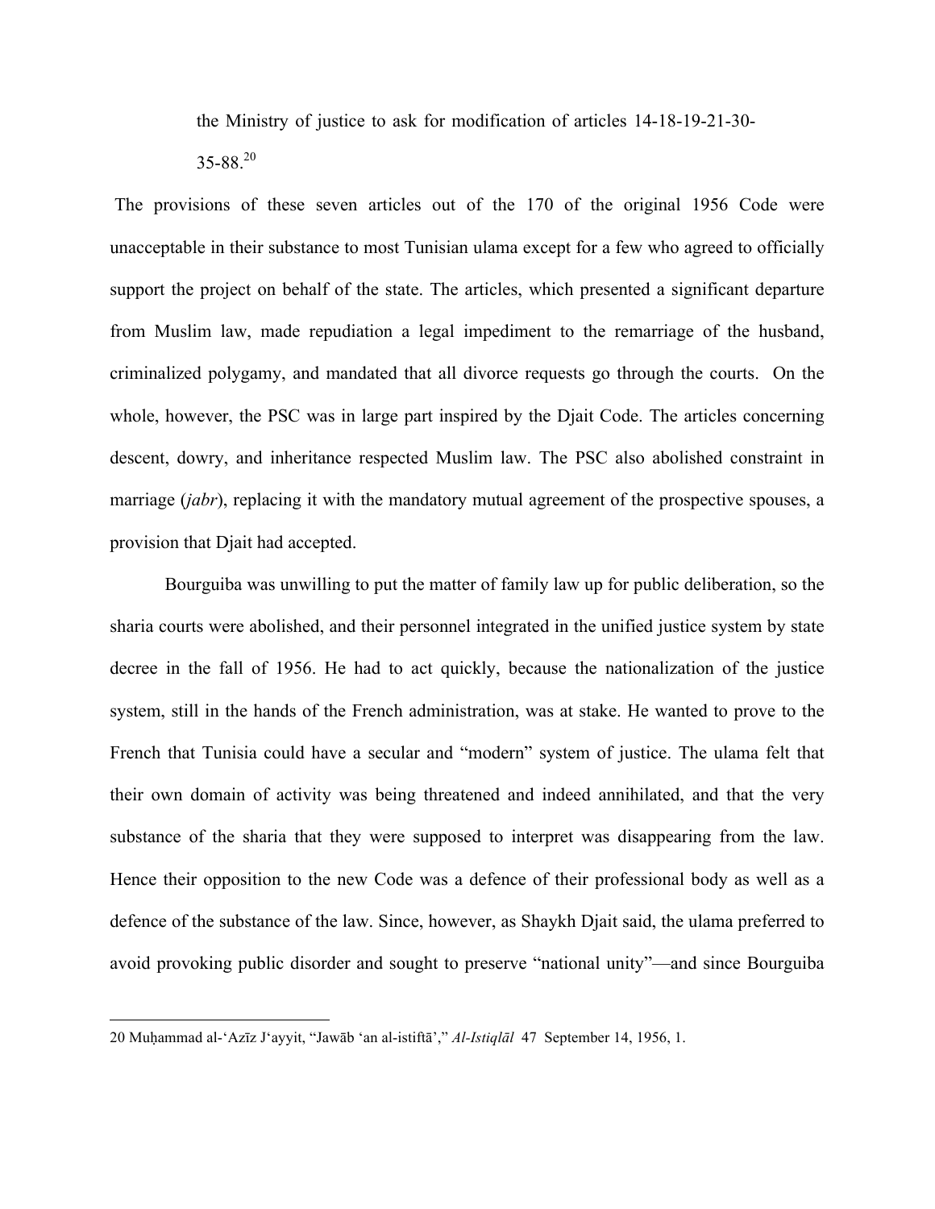the Ministry of justice to ask for modification of articles 14-18-19-21-30-35-88.[20]

The provisions of these seven articles out of the 170 of the original 1956 Code were unacceptable in their substance to most Tunisian ulama except for a few who agreed to officially support the project on behalf of the state. The articles, which presented a significant departure from Muslim law, made repudiation a legal impediment to the remarriage of the husband, criminalized polygamy, and mandated that all divorce requests go through the courts. On the whole, however, the PSC was in large part inspired by the Djait Code. The articles concerning descent, dowry, and inheritance respected Muslim law. The PSC also abolished constraint in marriage (*jabr*), replacing it with the mandatory mutual agreement of the prospective spouses, a provision that Djait had accepted.

Bourguiba was unwilling to put the matter of family law up for public deliberation, so the sharia courts were abolished, and their personnel integrated in the unified justice system by state decree in the fall of 1956. He had to act quickly, because the nationalization of the justice system, still in the hands of the French administration, was at stake. He wanted to prove to the French that Tunisia could have a secular and "modern" system of justice. The ulama felt that their own domain of activity was being threatened and indeed annihilated, and that the very substance of the sharia that they were supposed to interpret was disappearing from the law. Hence their opposition to the new Code was a defence of their professional body as well as a defence of the substance of the law. Since, however, as Shaykh Djait said, the ulama preferred to avoid provoking public disorder and sought to preserve "national unity"—and since Bourguiba

---

20 Muḥammad al-ʻAzīz Jʻayyit, "Jawāb ʻan al-istiftā'," *Al-Istiqlāl* 47 September 14, 1956, 1.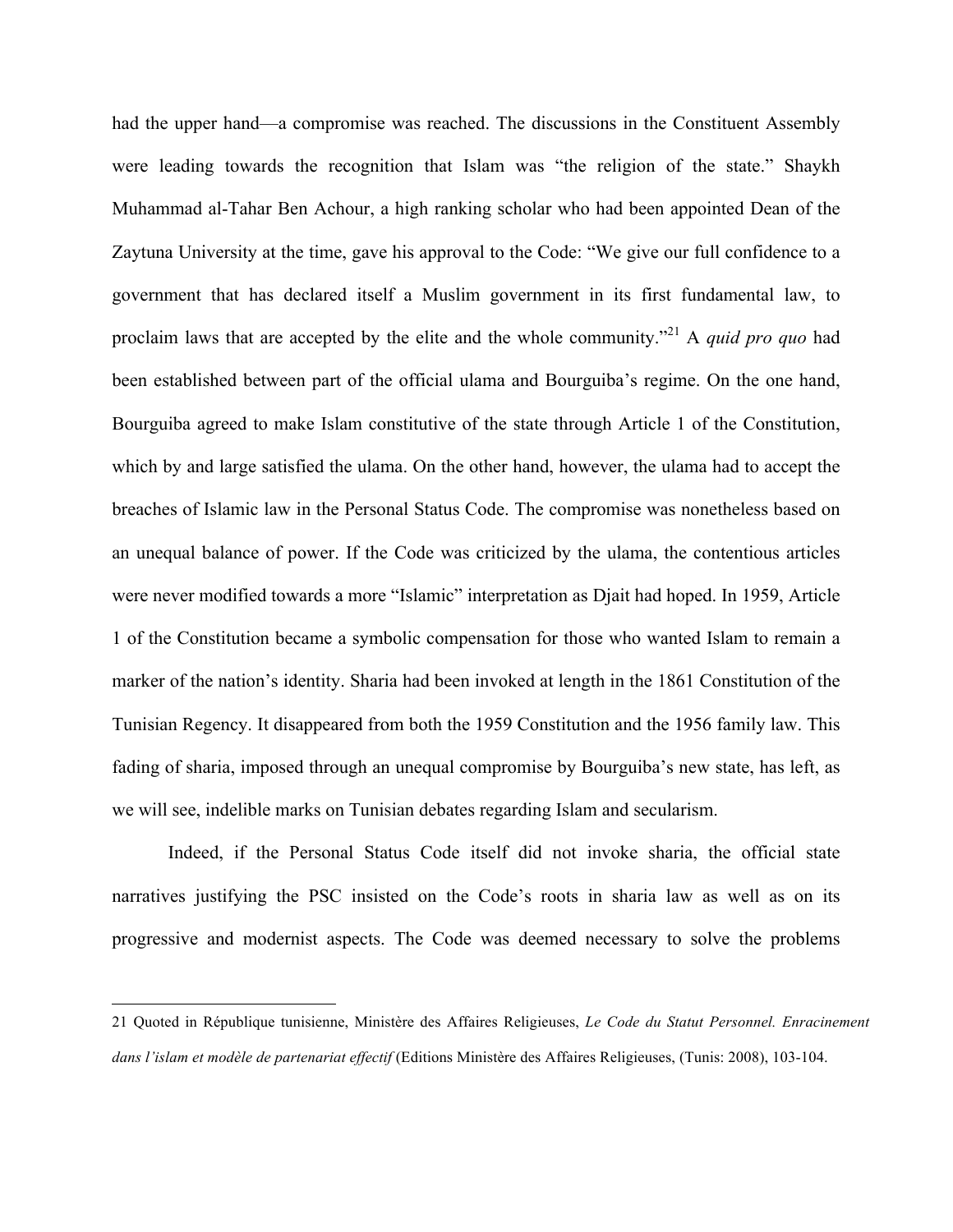had the upper hand—a compromise was reached. The discussions in the Constituent Assembly were leading towards the recognition that Islam was "the religion of the state." Shaykh Muhammad al-Tahar Ben Achour, a high ranking scholar who had been appointed Dean of the Zaytuna University at the time, gave his approval to the Code: "We give our full confidence to a government that has declared itself a Muslim government in its first fundamental law, to proclaim laws that are accepted by the elite and the whole community."[21] A *quid pro quo* had been established between part of the official ulama and Bourguiba's regime. On the one hand, Bourguiba agreed to make Islam constitutive of the state through Article 1 of the Constitution, which by and large satisfied the ulama. On the other hand, however, the ulama had to accept the breaches of Islamic law in the Personal Status Code. The compromise was nonetheless based on an unequal balance of power. If the Code was criticized by the ulama, the contentious articles were never modified towards a more "Islamic" interpretation as Djait had hoped. In 1959, Article 1 of the Constitution became a symbolic compensation for those who wanted Islam to remain a marker of the nation's identity. Sharia had been invoked at length in the 1861 Constitution of the Tunisian Regency. It disappeared from both the 1959 Constitution and the 1956 family law. This fading of sharia, imposed through an unequal compromise by Bourguiba's new state, has left, as we will see, indelible marks on Tunisian debates regarding Islam and secularism.

Indeed, if the Personal Status Code itself did not invoke sharia, the official state narratives justifying the PSC insisted on the Code's roots in sharia law as well as on its progressive and modernist aspects. The Code was deemed necessary to solve the problems

---

21 Quoted in République tunisienne, Ministère des Affaires Religieuses, *Le Code du Statut Personnel. Enracinement dans l'islam et modèle de partenariat effectif* (Editions Ministère des Affaires Religieuses, (Tunis: 2008), 103-104.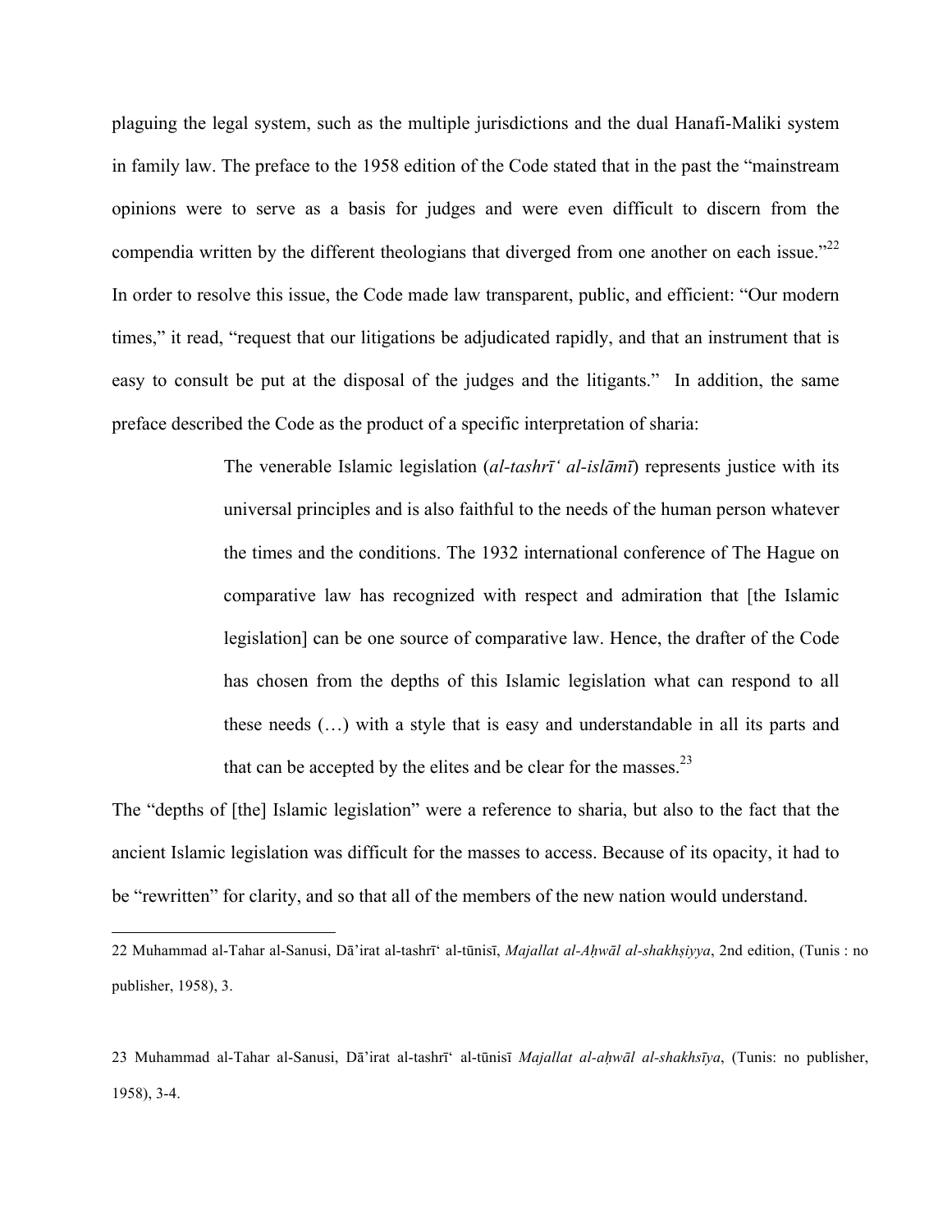plaguing the legal system, such as the multiple jurisdictions and the dual Hanafi-Maliki system in family law. The preface to the 1958 edition of the Code stated that in the past the "mainstream opinions were to serve as a basis for judges and were even difficult to discern from the compendia written by the different theologians that diverged from one another on each issue."[22] In order to resolve this issue, the Code made law transparent, public, and efficient: "Our modern times," it read, "request that our litigations be adjudicated rapidly, and that an instrument that is easy to consult be put at the disposal of the judges and the litigants." In addition, the same preface described the Code as the product of a specific interpretation of sharia:

> The venerable Islamic legislation (*al-tashrīʿ al-islāmī*) represents justice with its universal principles and is also faithful to the needs of the human person whatever the times and the conditions. The 1932 international conference of The Hague on comparative law has recognized with respect and admiration that [the Islamic legislation] can be one source of comparative law. Hence, the drafter of the Code has chosen from the depths of this Islamic legislation what can respond to all these needs (…) with a style that is easy and understandable in all its parts and that can be accepted by the elites and be clear for the masses.[23]

The "depths of [the] Islamic legislation" were a reference to sharia, but also to the fact that the ancient Islamic legislation was difficult for the masses to access. Because of its opacity, it had to be "rewritten" for clarity, and so that all of the members of the new nation would understand.

---

22 Muhammad al-Tahar al-Sanusi, Dā'irat al-tashrīʿ al-tūnisī, *Majallat al-Aḥwāl al-shakhṣiyya*, 2nd edition, (Tunis : no publisher, 1958), 3.

23 Muhammad al-Tahar al-Sanusi, Dā'irat al-tashrīʿ al-tūnisī *Majallat al-aḥwāl al-shakhsīya*, (Tunis: no publisher, 1958), 3-4.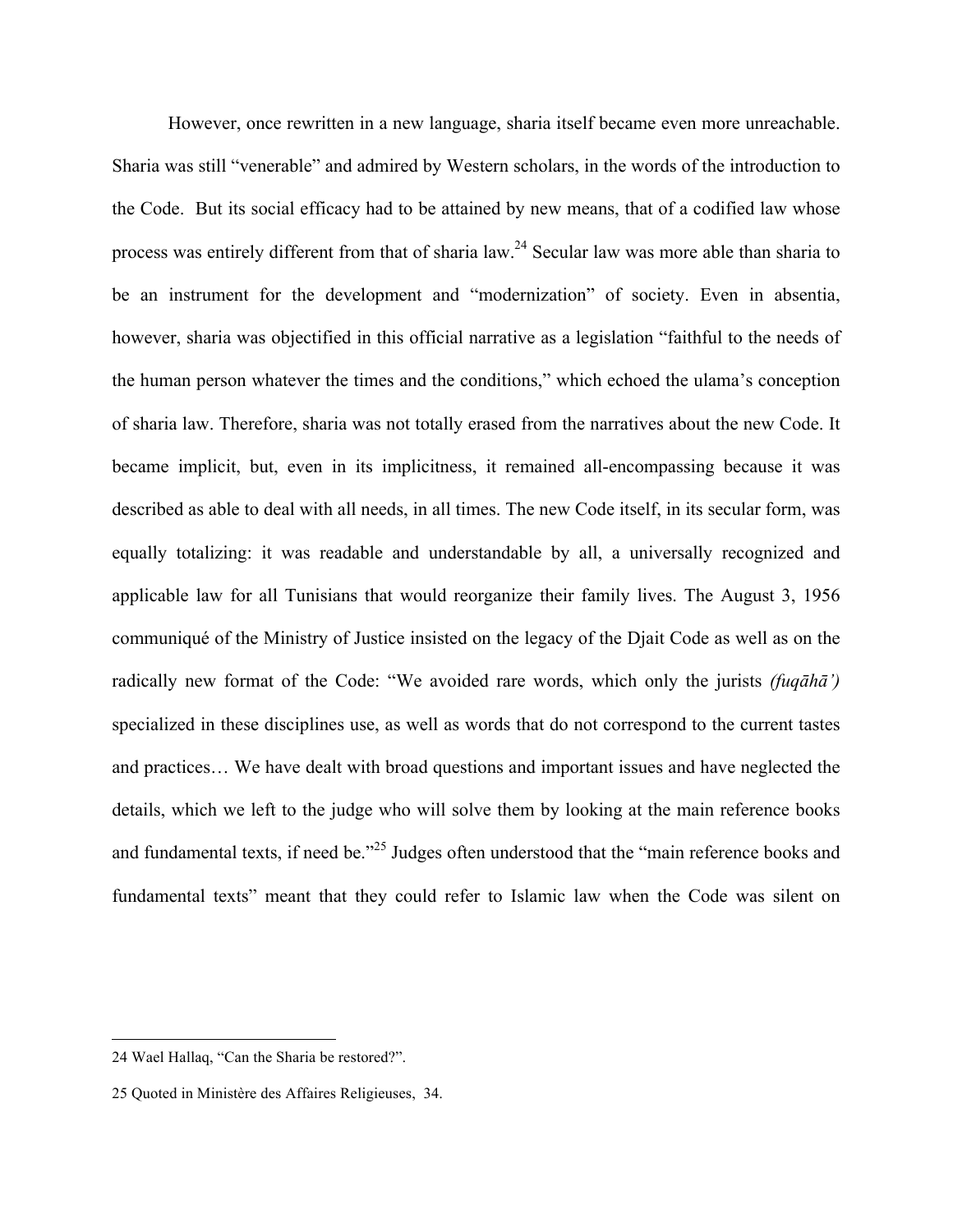However, once rewritten in a new language, sharia itself became even more unreachable. Sharia was still "venerable" and admired by Western scholars, in the words of the introduction to the Code. But its social efficacy had to be attained by new means, that of a codified law whose process was entirely different from that of sharia law.[24] Secular law was more able than sharia to be an instrument for the development and "modernization" of society. Even in absentia, however, sharia was objectified in this official narrative as a legislation "faithful to the needs of the human person whatever the times and the conditions," which echoed the ulama's conception of sharia law. Therefore, sharia was not totally erased from the narratives about the new Code. It became implicit, but, even in its implicitness, it remained all-encompassing because it was described as able to deal with all needs, in all times. The new Code itself, in its secular form, was equally totalizing: it was readable and understandable by all, a universally recognized and applicable law for all Tunisians that would reorganize their family lives. The August 3, 1956 communiqué of the Ministry of Justice insisted on the legacy of the Djait Code as well as on the radically new format of the Code: "We avoided rare words, which only the jurists *(fuqāhā')* specialized in these disciplines use, as well as words that do not correspond to the current tastes and practices… We have dealt with broad questions and important issues and have neglected the details, which we left to the judge who will solve them by looking at the main reference books and fundamental texts, if need be."[25] Judges often understood that the "main reference books and fundamental texts" meant that they could refer to Islamic law when the Code was silent on

---

24 Wael Hallaq, "Can the Sharia be restored?".

25 Quoted in Ministère des Affaires Religieuses, 34.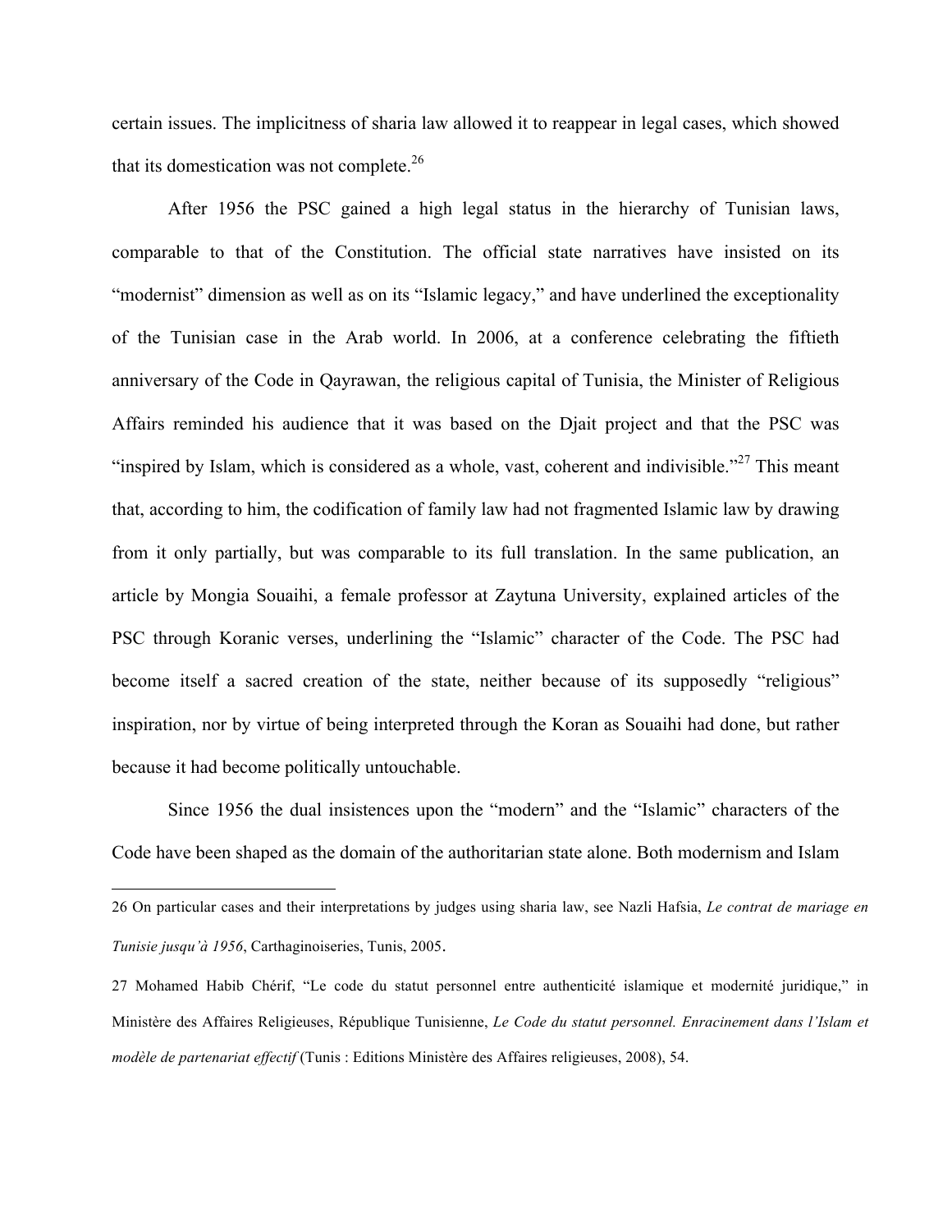certain issues. The implicitness of sharia law allowed it to reappear in legal cases, which showed that its domestication was not complete.[26]

After 1956 the PSC gained a high legal status in the hierarchy of Tunisian laws, comparable to that of the Constitution. The official state narratives have insisted on its "modernist" dimension as well as on its "Islamic legacy," and have underlined the exceptionality of the Tunisian case in the Arab world. In 2006, at a conference celebrating the fiftieth anniversary of the Code in Qayrawan, the religious capital of Tunisia, the Minister of Religious Affairs reminded his audience that it was based on the Djait project and that the PSC was "inspired by Islam, which is considered as a whole, vast, coherent and indivisible."[27] This meant that, according to him, the codification of family law had not fragmented Islamic law by drawing from it only partially, but was comparable to its full translation. In the same publication, an article by Mongia Souaihi, a female professor at Zaytuna University, explained articles of the PSC through Koranic verses, underlining the "Islamic" character of the Code. The PSC had become itself a sacred creation of the state, neither because of its supposedly "religious" inspiration, nor by virtue of being interpreted through the Koran as Souaihi had done, but rather because it had become politically untouchable.

Since 1956 the dual insistences upon the "modern" and the "Islamic" characters of the Code have been shaped as the domain of the authoritarian state alone. Both modernism and Islam

---

26 On particular cases and their interpretations by judges using sharia law, see Nazli Hafsia, *Le contrat de mariage en Tunisie jusqu'à 1956*, Carthaginoiseries, Tunis, 2005.

27 Mohamed Habib Chérif, "Le code du statut personnel entre authenticité islamique et modernité juridique," in Ministère des Affaires Religieuses, République Tunisienne, *Le Code du statut personnel. Enracinement dans l'Islam et modèle de partenariat effectif* (Tunis : Editions Ministère des Affaires religieuses, 2008), 54.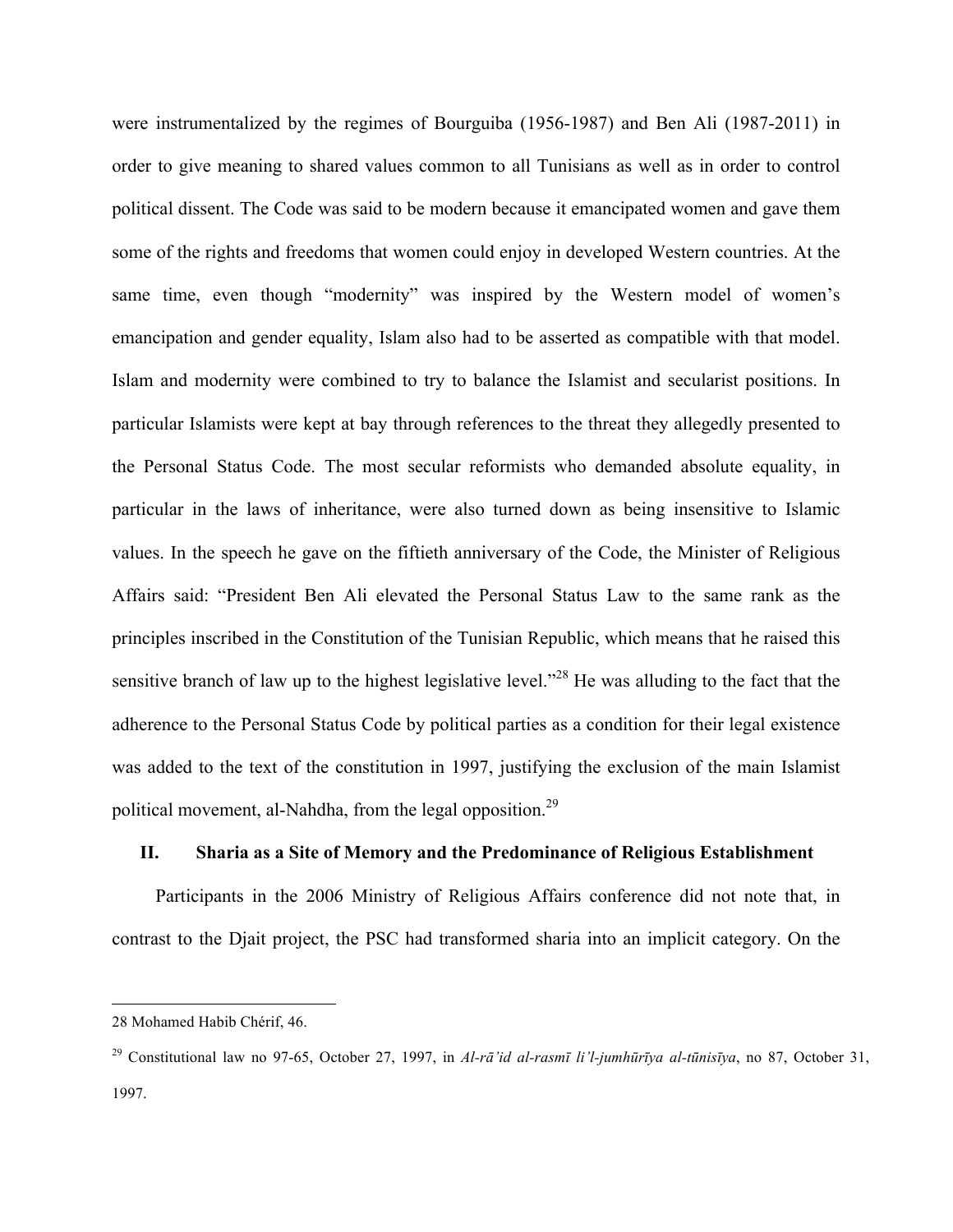were instrumentalized by the regimes of Bourguiba (1956-1987) and Ben Ali (1987-2011) in order to give meaning to shared values common to all Tunisians as well as in order to control political dissent. The Code was said to be modern because it emancipated women and gave them some of the rights and freedoms that women could enjoy in developed Western countries. At the same time, even though "modernity" was inspired by the Western model of women's emancipation and gender equality, Islam also had to be asserted as compatible with that model. Islam and modernity were combined to try to balance the Islamist and secularist positions. In particular Islamists were kept at bay through references to the threat they allegedly presented to the Personal Status Code. The most secular reformists who demanded absolute equality, in particular in the laws of inheritance, were also turned down as being insensitive to Islamic values. In the speech he gave on the fiftieth anniversary of the Code, the Minister of Religious Affairs said: "President Ben Ali elevated the Personal Status Law to the same rank as the principles inscribed in the Constitution of the Tunisian Republic, which means that he raised this sensitive branch of law up to the highest legislative level."[28] He was alluding to the fact that the adherence to the Personal Status Code by political parties as a condition for their legal existence was added to the text of the constitution in 1997, justifying the exclusion of the main Islamist political movement, al-Nahdha, from the legal opposition.[29]

## II. Sharia as a Site of Memory and the Predominance of Religious Establishment

Participants in the 2006 Ministry of Religious Affairs conference did not note that, in contrast to the Djait project, the PSC had transformed sharia into an implicit category. On the

---

28 Mohamed Habib Chérif, 46.

29 Constitutional law no 97-65, October 27, 1997, in *Al-rā'id al-rasmī li'l-jumhūrīya al-tūnisīya*, no 87, October 31, 1997.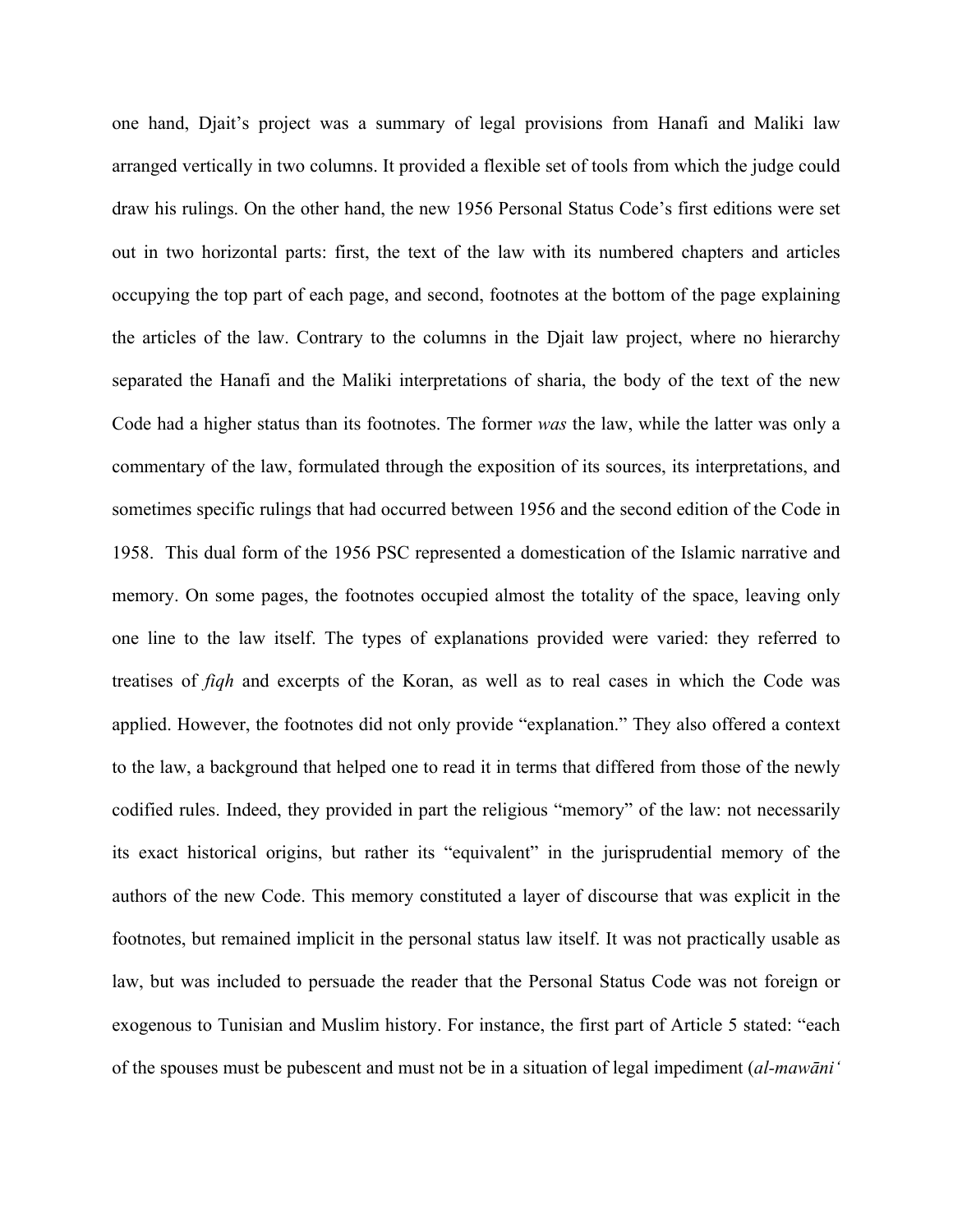one hand, Djait's project was a summary of legal provisions from Hanafi and Maliki law arranged vertically in two columns. It provided a flexible set of tools from which the judge could draw his rulings. On the other hand, the new 1956 Personal Status Code's first editions were set out in two horizontal parts: first, the text of the law with its numbered chapters and articles occupying the top part of each page, and second, footnotes at the bottom of the page explaining the articles of the law. Contrary to the columns in the Djait law project, where no hierarchy separated the Hanafi and the Maliki interpretations of sharia, the body of the text of the new Code had a higher status than its footnotes. The former *was* the law, while the latter was only a commentary of the law, formulated through the exposition of its sources, its interpretations, and sometimes specific rulings that had occurred between 1956 and the second edition of the Code in 1958. This dual form of the 1956 PSC represented a domestication of the Islamic narrative and memory. On some pages, the footnotes occupied almost the totality of the space, leaving only one line to the law itself. The types of explanations provided were varied: they referred to treatises of *fiqh* and excerpts of the Koran, as well as to real cases in which the Code was applied. However, the footnotes did not only provide "explanation." They also offered a context to the law, a background that helped one to read it in terms that differed from those of the newly codified rules. Indeed, they provided in part the religious "memory" of the law: not necessarily its exact historical origins, but rather its "equivalent" in the jurisprudential memory of the authors of the new Code. This memory constituted a layer of discourse that was explicit in the footnotes, but remained implicit in the personal status law itself. It was not practically usable as law, but was included to persuade the reader that the Personal Status Code was not foreign or exogenous to Tunisian and Muslim history. For instance, the first part of Article 5 stated: "each of the spouses must be pubescent and must not be in a situation of legal impediment (*al-mawāni'*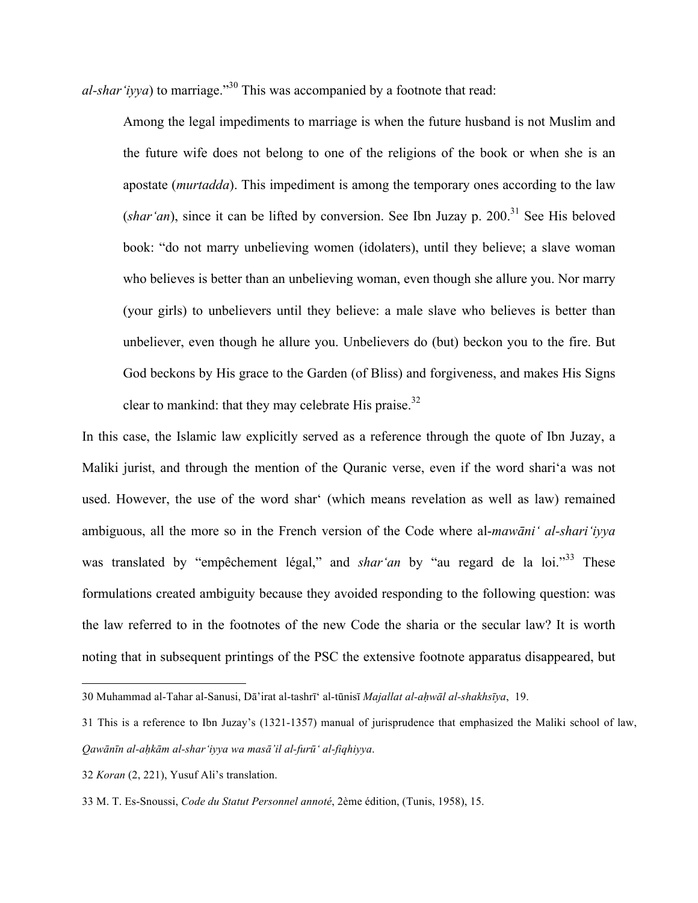*al-shar'iyya*) to marriage."[30] This was accompanied by a footnote that read:

> Among the legal impediments to marriage is when the future husband is not Muslim and the future wife does not belong to one of the religions of the book or when she is an apostate (*murtadda*). This impediment is among the temporary ones according to the law (*shar'an*), since it can be lifted by conversion. See Ibn Juzay p. 200.[31] See His beloved book: "do not marry unbelieving women (idolaters), until they believe; a slave woman who believes is better than an unbelieving woman, even though she allure you. Nor marry (your girls) to unbelievers until they believe: a male slave who believes is better than unbeliever, even though he allure you. Unbelievers do (but) beckon you to the fire. But God beckons by His grace to the Garden (of Bliss) and forgiveness, and makes His Signs clear to mankind: that they may celebrate His praise.[32]

In this case, the Islamic law explicitly served as a reference through the quote of Ibn Juzay, a Maliki jurist, and through the mention of the Quranic verse, even if the word shari'a was not used. However, the use of the word shar' (which means revelation as well as law) remained ambiguous, all the more so in the French version of the Code where al-*mawāni' al-shari'iyya* was translated by "empêchement légal," and *shar'an* by "au regard de la loi."[33] These formulations created ambiguity because they avoided responding to the following question: was the law referred to in the footnotes of the new Code the sharia or the secular law? It is worth noting that in subsequent printings of the PSC the extensive footnote apparatus disappeared, but

---

30 Muhammad al-Tahar al-Sanusi, Dā'irat al-tashrī' al-tūnisī *Majallat al-aḥwāl al-shakhsīya*, 19.

31 This is a reference to Ibn Juzay's (1321-1357) manual of jurisprudence that emphasized the Maliki school of law, *Qawānīn al-aḥkām al-shar'iyya wa masā'il al-furū' al-fiqhiyya*.

32 *Koran* (2, 221), Yusuf Ali's translation.

33 M. T. Es-Snoussi, *Code du Statut Personnel annoté*, 2ème édition, (Tunis, 1958), 15.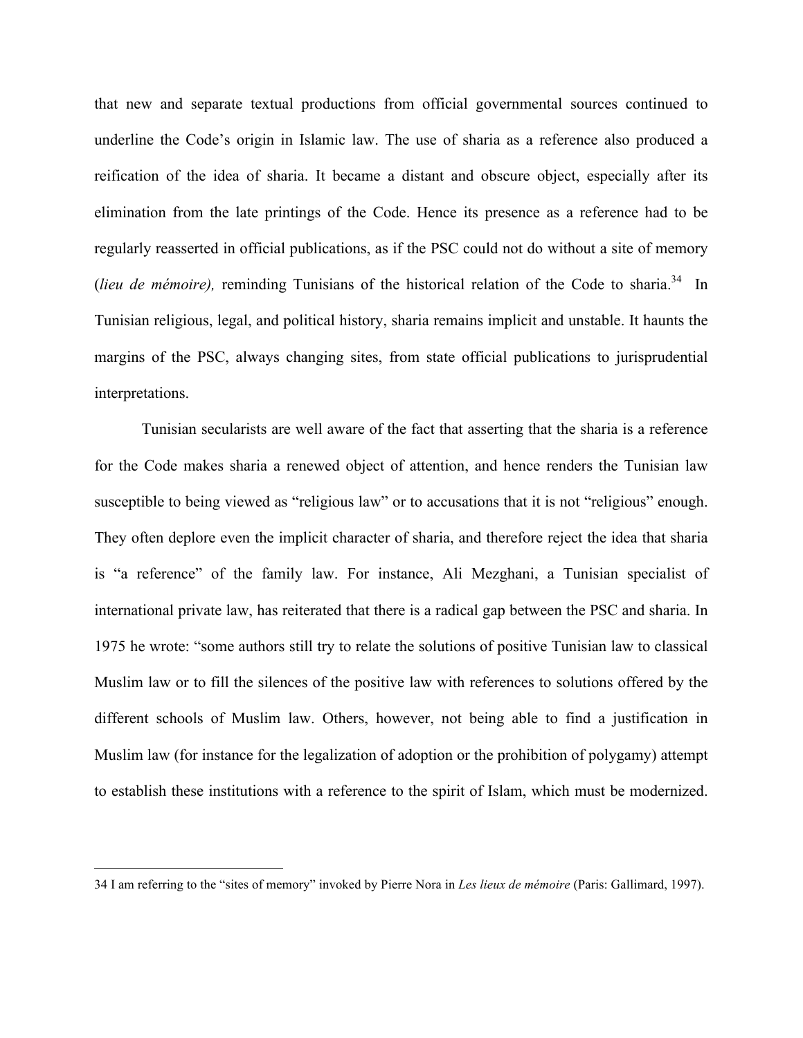that new and separate textual productions from official governmental sources continued to underline the Code's origin in Islamic law. The use of sharia as a reference also produced a reification of the idea of sharia. It became a distant and obscure object, especially after its elimination from the late printings of the Code. Hence its presence as a reference had to be regularly reasserted in official publications, as if the PSC could not do without a site of memory (*lieu de mémoire),* reminding Tunisians of the historical relation of the Code to sharia.[34] In Tunisian religious, legal, and political history, sharia remains implicit and unstable. It haunts the margins of the PSC, always changing sites, from state official publications to jurisprudential interpretations.

Tunisian secularists are well aware of the fact that asserting that the sharia is a reference for the Code makes sharia a renewed object of attention, and hence renders the Tunisian law susceptible to being viewed as "religious law" or to accusations that it is not "religious" enough. They often deplore even the implicit character of sharia, and therefore reject the idea that sharia is "a reference" of the family law. For instance, Ali Mezghani, a Tunisian specialist of international private law, has reiterated that there is a radical gap between the PSC and sharia. In 1975 he wrote: "some authors still try to relate the solutions of positive Tunisian law to classical Muslim law or to fill the silences of the positive law with references to solutions offered by the different schools of Muslim law. Others, however, not being able to find a justification in Muslim law (for instance for the legalization of adoption or the prohibition of polygamy) attempt to establish these institutions with a reference to the spirit of Islam, which must be modernized.

---

34 I am referring to the "sites of memory" invoked by Pierre Nora in *Les lieux de mémoire* (Paris: Gallimard, 1997).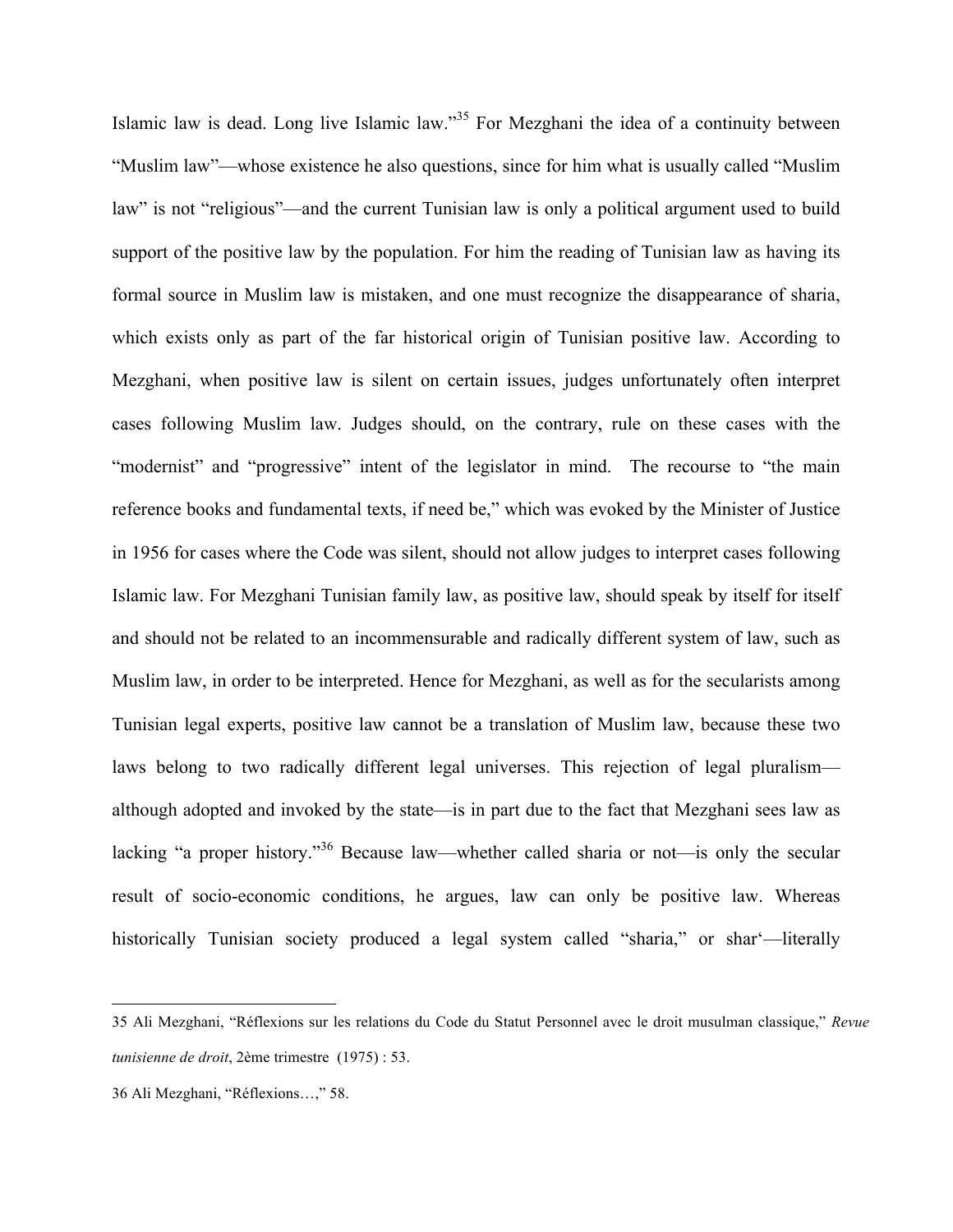Islamic law is dead. Long live Islamic law."[35] For Mezghani the idea of a continuity between "Muslim law"—whose existence he also questions, since for him what is usually called "Muslim law" is not "religious"—and the current Tunisian law is only a political argument used to build support of the positive law by the population. For him the reading of Tunisian law as having its formal source in Muslim law is mistaken, and one must recognize the disappearance of sharia, which exists only as part of the far historical origin of Tunisian positive law. According to Mezghani, when positive law is silent on certain issues, judges unfortunately often interpret cases following Muslim law. Judges should, on the contrary, rule on these cases with the "modernist" and "progressive" intent of the legislator in mind. The recourse to "the main reference books and fundamental texts, if need be," which was evoked by the Minister of Justice in 1956 for cases where the Code was silent, should not allow judges to interpret cases following Islamic law. For Mezghani Tunisian family law, as positive law, should speak by itself for itself and should not be related to an incommensurable and radically different system of law, such as Muslim law, in order to be interpreted. Hence for Mezghani, as well as for the secularists among Tunisian legal experts, positive law cannot be a translation of Muslim law, because these two laws belong to two radically different legal universes. This rejection of legal pluralism—although adopted and invoked by the state—is in part due to the fact that Mezghani sees law as lacking "a proper history."[36] Because law—whether called sharia or not—is only the secular result of socio-economic conditions, he argues, law can only be positive law. Whereas historically Tunisian society produced a legal system called "sharia," or shar'—literally

---

35 Ali Mezghani, "Réflexions sur les relations du Code du Statut Personnel avec le droit musulman classique," *Revue tunisienne de droit*, 2ème trimestre (1975) : 53.

36 Ali Mezghani, "Réflexions…," 58.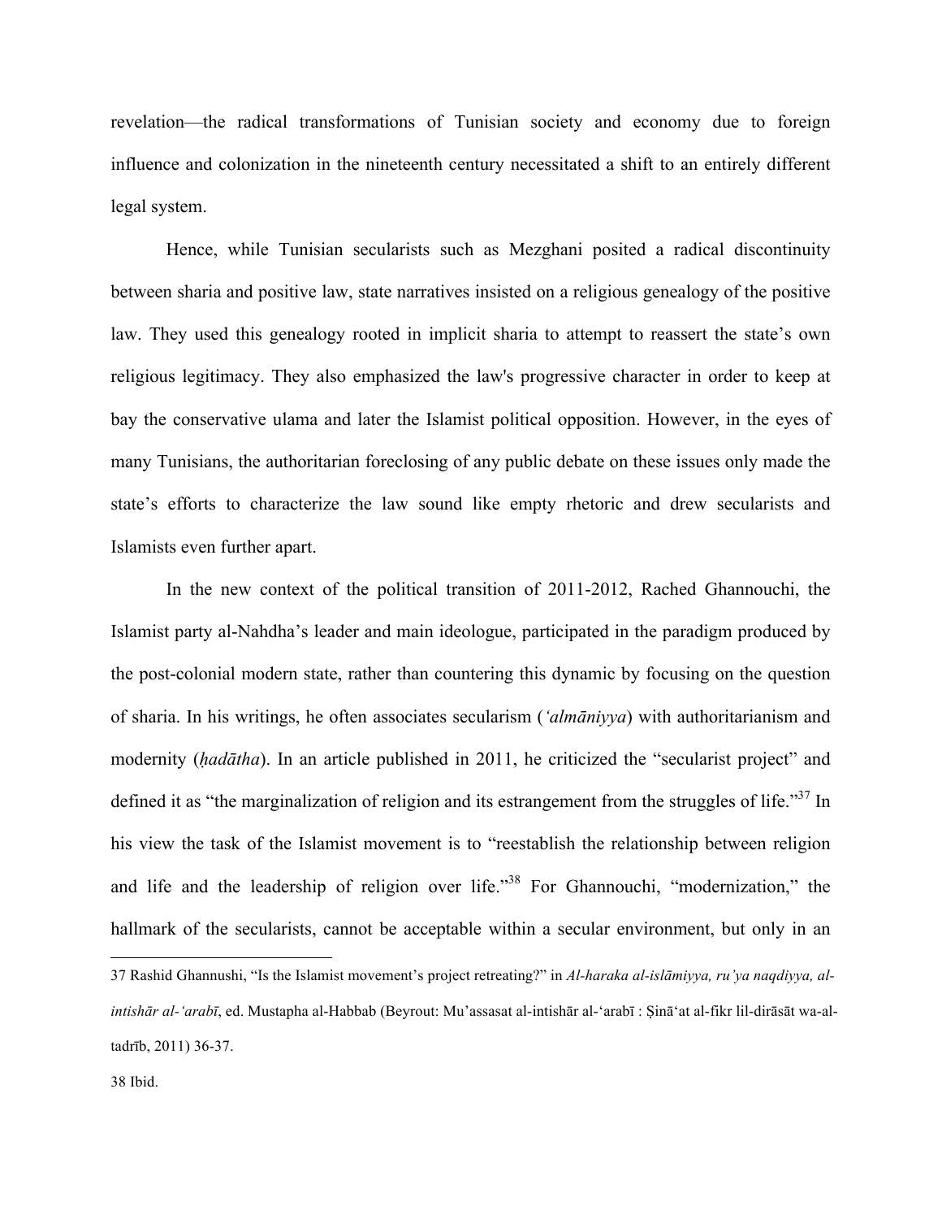revelation—the radical transformations of Tunisian society and economy due to foreign influence and colonization in the nineteenth century necessitated a shift to an entirely different legal system.

Hence, while Tunisian secularists such as Mezghani posited a radical discontinuity between sharia and positive law, state narratives insisted on a religious genealogy of the positive law. They used this genealogy rooted in implicit sharia to attempt to reassert the state's own religious legitimacy. They also emphasized the law's progressive character in order to keep at bay the conservative ulama and later the Islamist political opposition. However, in the eyes of many Tunisians, the authoritarian foreclosing of any public debate on these issues only made the state's efforts to characterize the law sound like empty rhetoric and drew secularists and Islamists even further apart.

In the new context of the political transition of 2011-2012, Rached Ghannouchi, the Islamist party al-Nahdha's leader and main ideologue, participated in the paradigm produced by the post-colonial modern state, rather than countering this dynamic by focusing on the question of sharia. In his writings, he often associates secularism (*'almāniyya*) with authoritarianism and modernity (*ḥadātha*). In an article published in 2011, he criticized the "secularist project" and defined it as "the marginalization of religion and its estrangement from the struggles of life."[37] In his view the task of the Islamist movement is to "reestablish the relationship between religion and life and the leadership of religion over life."[38] For Ghannouchi, "modernization," the hallmark of the secularists, cannot be acceptable within a secular environment, but only in an

---

37 Rashid Ghannushi, "Is the Islamist movement's project retreating?" in *Al-haraka al-islāmiyya, ru'ya naqdiyya, al-intishār al-'arabī*, ed. Mustapha al-Habbab (Beyrout: Mu'assasat al-intishār al-'arabī : Ṣinā'at al-fikr lil-dirāsāt wa-al-tadrīb, 2011) 36-37.

38 Ibid.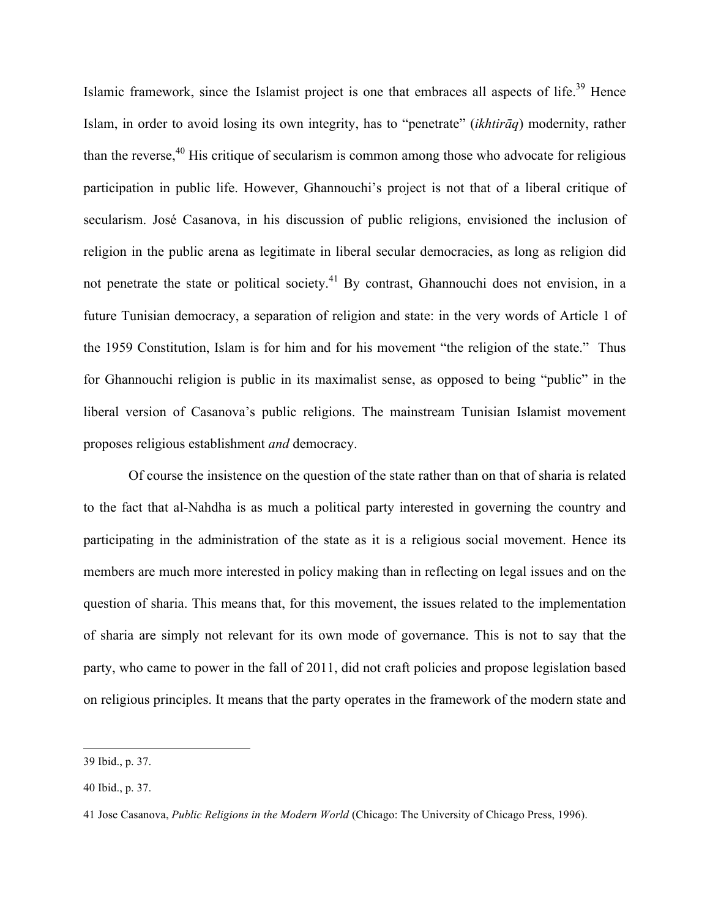Islamic framework, since the Islamist project is one that embraces all aspects of life.[39] Hence Islam, in order to avoid losing its own integrity, has to "penetrate" (*ikhtirāq*) modernity, rather than the reverse,[40] His critique of secularism is common among those who advocate for religious participation in public life. However, Ghannouchi's project is not that of a liberal critique of secularism. José Casanova, in his discussion of public religions, envisioned the inclusion of religion in the public arena as legitimate in liberal secular democracies, as long as religion did not penetrate the state or political society.[41] By contrast, Ghannouchi does not envision, in a future Tunisian democracy, a separation of religion and state: in the very words of Article 1 of the 1959 Constitution, Islam is for him and for his movement "the religion of the state." Thus for Ghannouchi religion is public in its maximalist sense, as opposed to being "public" in the liberal version of Casanova's public religions. The mainstream Tunisian Islamist movement proposes religious establishment *and* democracy.

Of course the insistence on the question of the state rather than on that of sharia is related to the fact that al-Nahdha is as much a political party interested in governing the country and participating in the administration of the state as it is a religious social movement. Hence its members are much more interested in policy making than in reflecting on legal issues and on the question of sharia. This means that, for this movement, the issues related to the implementation of sharia are simply not relevant for its own mode of governance. This is not to say that the party, who came to power in the fall of 2011, did not craft policies and propose legislation based on religious principles. It means that the party operates in the framework of the modern state and

---

39 Ibid., p. 37.

40 Ibid., p. 37.

41 Jose Casanova, *Public Religions in the Modern World* (Chicago: The University of Chicago Press, 1996).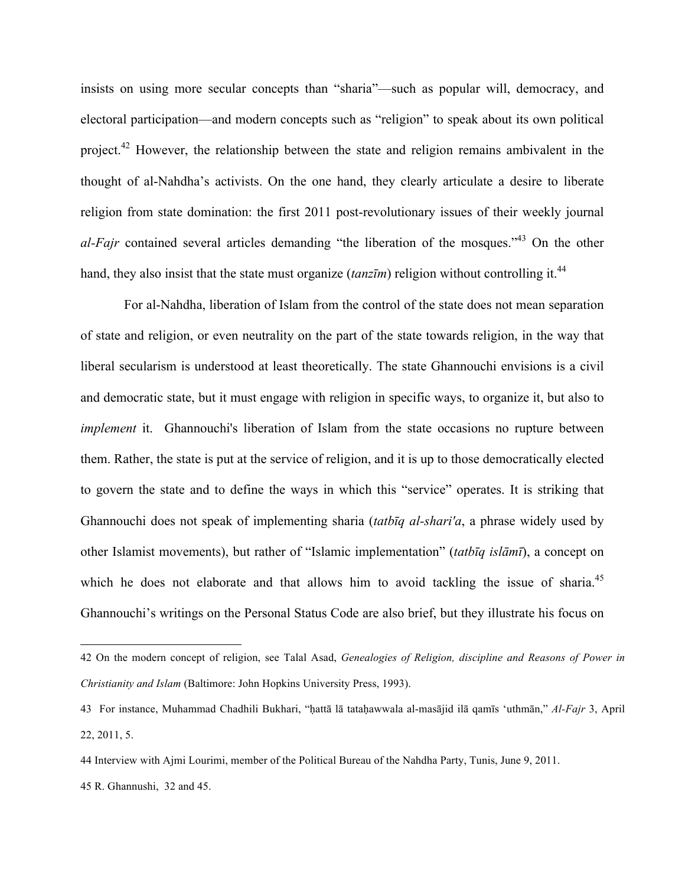insists on using more secular concepts than "sharia"—such as popular will, democracy, and electoral participation—and modern concepts such as "religion" to speak about its own political project.[42] However, the relationship between the state and religion remains ambivalent in the thought of al-Nahdha's activists. On the one hand, they clearly articulate a desire to liberate religion from state domination: the first 2011 post-revolutionary issues of their weekly journal *al-Fajr* contained several articles demanding "the liberation of the mosques."[43] On the other hand, they also insist that the state must organize (*tanzīm*) religion without controlling it.[44]

For al-Nahdha, liberation of Islam from the control of the state does not mean separation of state and religion, or even neutrality on the part of the state towards religion, in the way that liberal secularism is understood at least theoretically. The state Ghannouchi envisions is a civil and democratic state, but it must engage with religion in specific ways, to organize it, but also to *implement* it. Ghannouchi's liberation of Islam from the state occasions no rupture between them. Rather, the state is put at the service of religion, and it is up to those democratically elected to govern the state and to define the ways in which this "service" operates. It is striking that Ghannouchi does not speak of implementing sharia (*tatbīq al-shari'a*, a phrase widely used by other Islamist movements), but rather of "Islamic implementation" (*tatbīq islāmī*), a concept on which he does not elaborate and that allows him to avoid tackling the issue of sharia.[45] Ghannouchi's writings on the Personal Status Code are also brief, but they illustrate his focus on

---

42 On the modern concept of religion, see Talal Asad, *Genealogies of Religion, discipline and Reasons of Power in Christianity and Islam* (Baltimore: John Hopkins University Press, 1993).

43 For instance, Muhammad Chadhili Bukhari, "ḥattā lā tataḥawwala al-masājid ilā qamīs 'uthmān," *Al-Fajr* 3, April 22, 2011, 5.

44 Interview with Ajmi Lourimi, member of the Political Bureau of the Nahdha Party, Tunis, June 9, 2011.

45 R. Ghannushi, 32 and 45.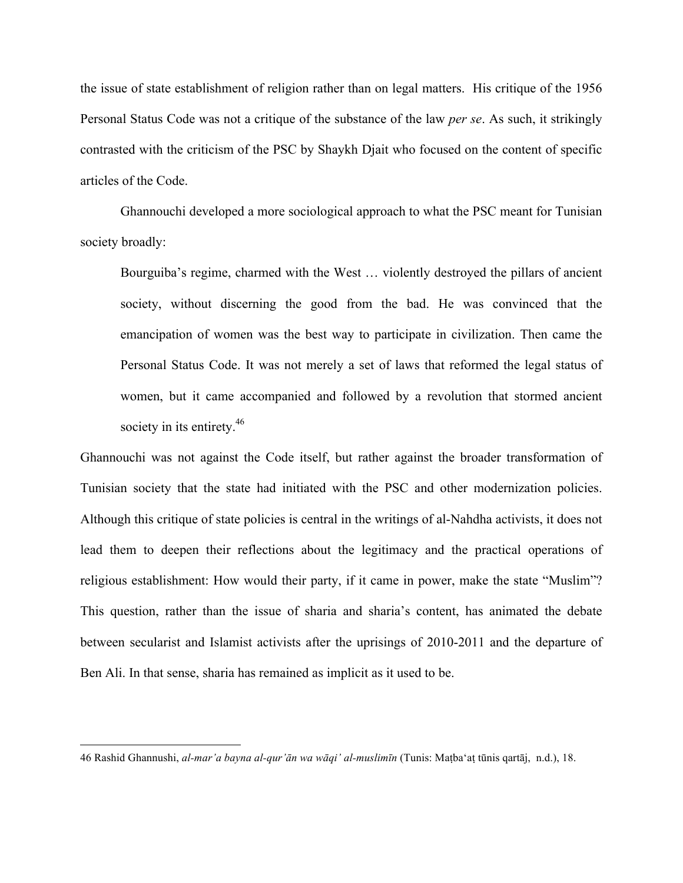the issue of state establishment of religion rather than on legal matters. His critique of the 1956 Personal Status Code was not a critique of the substance of the law *per se*. As such, it strikingly contrasted with the criticism of the PSC by Shaykh Djait who focused on the content of specific articles of the Code.

Ghannouchi developed a more sociological approach to what the PSC meant for Tunisian society broadly:

> Bourguiba's regime, charmed with the West … violently destroyed the pillars of ancient society, without discerning the good from the bad. He was convinced that the emancipation of women was the best way to participate in civilization. Then came the Personal Status Code. It was not merely a set of laws that reformed the legal status of women, but it came accompanied and followed by a revolution that stormed ancient society in its entirety.[46]

Ghannouchi was not against the Code itself, but rather against the broader transformation of Tunisian society that the state had initiated with the PSC and other modernization policies. Although this critique of state policies is central in the writings of al-Nahdha activists, it does not lead them to deepen their reflections about the legitimacy and the practical operations of religious establishment: How would their party, if it came in power, make the state "Muslim"? This question, rather than the issue of sharia and sharia's content, has animated the debate between secularist and Islamist activists after the uprisings of 2010-2011 and the departure of Ben Ali. In that sense, sharia has remained as implicit as it used to be.

---

46 Rashid Ghannushi, *al-mar'a bayna al-qur'ān wa wāqi' al-muslimīn* (Tunis: Maṭba'aṭ tūnis qartāj, n.d.), 18.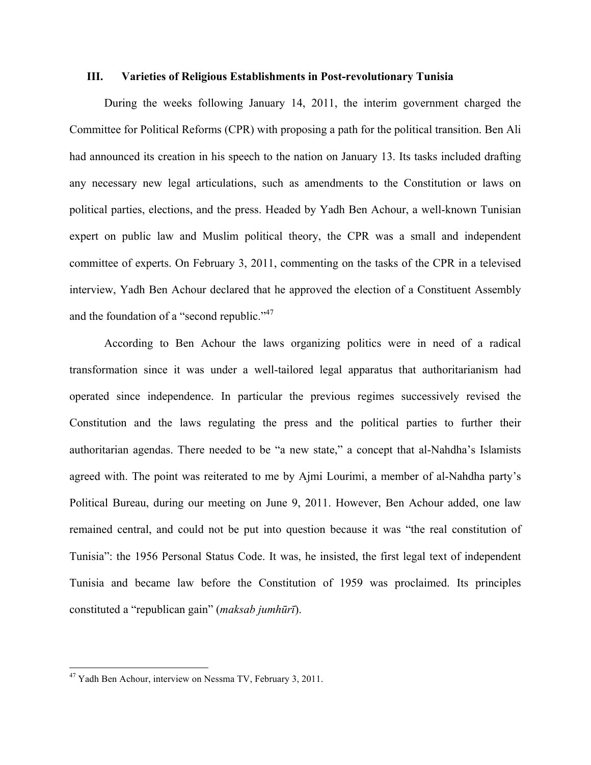## III. Varieties of Religious Establishments in Post-revolutionary Tunisia

During the weeks following January 14, 2011, the interim government charged the Committee for Political Reforms (CPR) with proposing a path for the political transition. Ben Ali had announced its creation in his speech to the nation on January 13. Its tasks included drafting any necessary new legal articulations, such as amendments to the Constitution or laws on political parties, elections, and the press. Headed by Yadh Ben Achour, a well-known Tunisian expert on public law and Muslim political theory, the CPR was a small and independent committee of experts. On February 3, 2011, commenting on the tasks of the CPR in a televised interview, Yadh Ben Achour declared that he approved the election of a Constituent Assembly and the foundation of a "second republic."[47]

According to Ben Achour the laws organizing politics were in need of a radical transformation since it was under a well-tailored legal apparatus that authoritarianism had operated since independence. In particular the previous regimes successively revised the Constitution and the laws regulating the press and the political parties to further their authoritarian agendas. There needed to be "a new state," a concept that al-Nahdha's Islamists agreed with. The point was reiterated to me by Ajmi Lourimi, a member of al-Nahdha party's Political Bureau, during our meeting on June 9, 2011. However, Ben Achour added, one law remained central, and could not be put into question because it was "the real constitution of Tunisia": the 1956 Personal Status Code. It was, he insisted, the first legal text of independent Tunisia and became law before the Constitution of 1959 was proclaimed. Its principles constituted a "republican gain" (*maksab jumhūrī*).

---

[47] Yadh Ben Achour, interview on Nessma TV, February 3, 2011.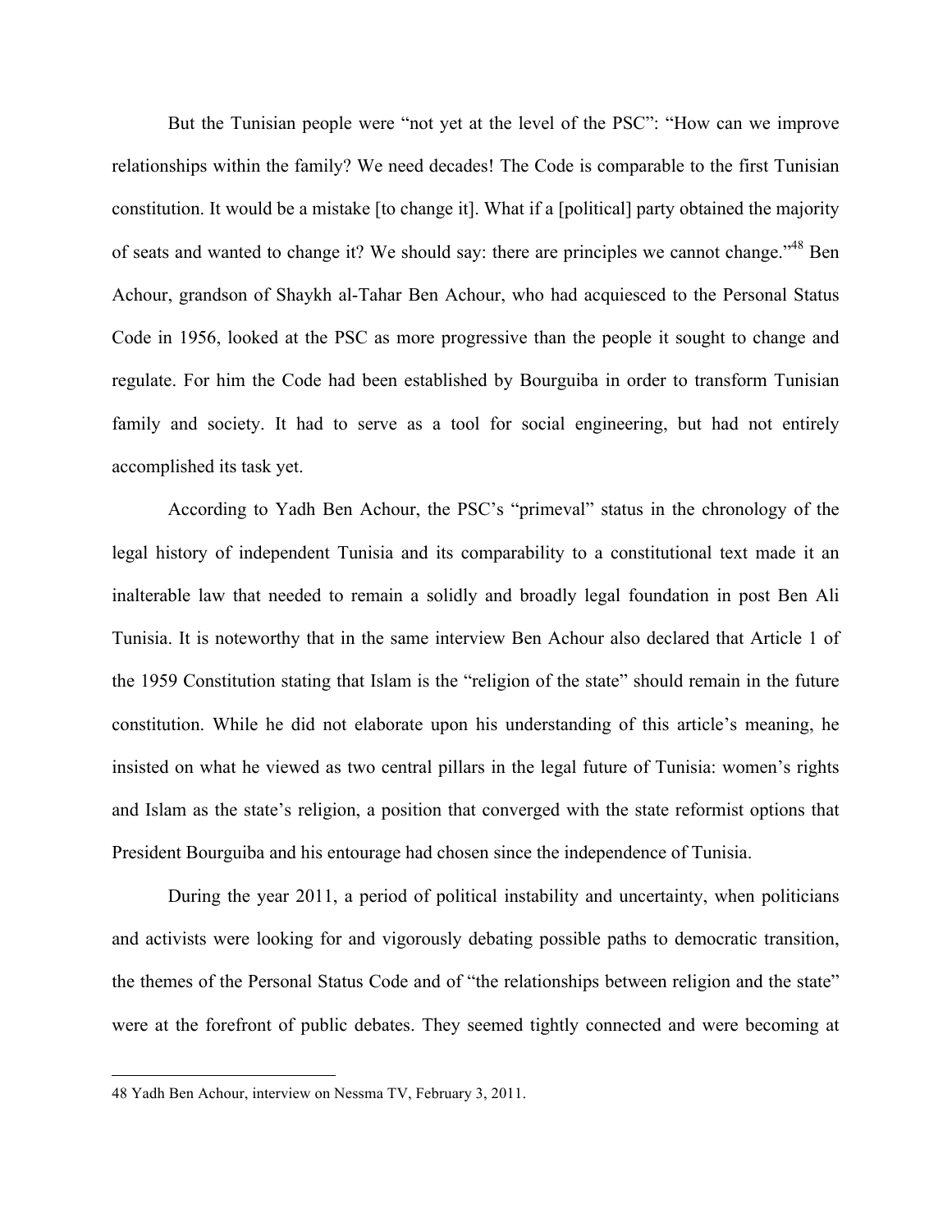But the Tunisian people were "not yet at the level of the PSC": "How can we improve relationships within the family? We need decades! The Code is comparable to the first Tunisian constitution. It would be a mistake [to change it]. What if a [political] party obtained the majority of seats and wanted to change it? We should say: there are principles we cannot change."[48] Ben Achour, grandson of Shaykh al-Tahar Ben Achour, who had acquiesced to the Personal Status Code in 1956, looked at the PSC as more progressive than the people it sought to change and regulate. For him the Code had been established by Bourguiba in order to transform Tunisian family and society. It had to serve as a tool for social engineering, but had not entirely accomplished its task yet.

According to Yadh Ben Achour, the PSC's "primeval" status in the chronology of the legal history of independent Tunisia and its comparability to a constitutional text made it an inalterable law that needed to remain a solidly and broadly legal foundation in post Ben Ali Tunisia. It is noteworthy that in the same interview Ben Achour also declared that Article 1 of the 1959 Constitution stating that Islam is the "religion of the state" should remain in the future constitution. While he did not elaborate upon his understanding of this article's meaning, he insisted on what he viewed as two central pillars in the legal future of Tunisia: women's rights and Islam as the state's religion, a position that converged with the state reformist options that President Bourguiba and his entourage had chosen since the independence of Tunisia.

During the year 2011, a period of political instability and uncertainty, when politicians and activists were looking for and vigorously debating possible paths to democratic transition, the themes of the Personal Status Code and of "the relationships between religion and the state" were at the forefront of public debates. They seemed tightly connected and were becoming at

---

48 Yadh Ben Achour, interview on Nessma TV, February 3, 2011.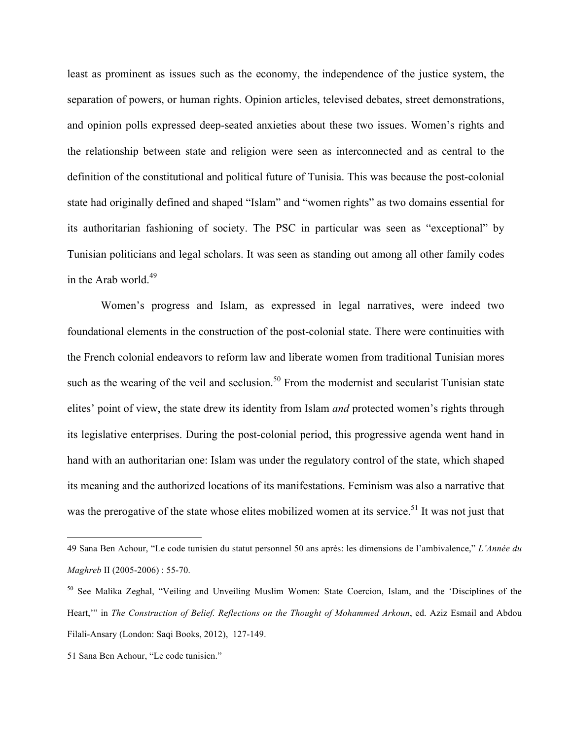least as prominent as issues such as the economy, the independence of the justice system, the separation of powers, or human rights. Opinion articles, televised debates, street demonstrations, and opinion polls expressed deep-seated anxieties about these two issues. Women's rights and the relationship between state and religion were seen as interconnected and as central to the definition of the constitutional and political future of Tunisia. This was because the post-colonial state had originally defined and shaped "Islam" and "women rights" as two domains essential for its authoritarian fashioning of society. The PSC in particular was seen as "exceptional" by Tunisian politicians and legal scholars. It was seen as standing out among all other family codes in the Arab world.[49]

Women's progress and Islam, as expressed in legal narratives, were indeed two foundational elements in the construction of the post-colonial state. There were continuities with the French colonial endeavors to reform law and liberate women from traditional Tunisian mores such as the wearing of the veil and seclusion.[50] From the modernist and secularist Tunisian state elites' point of view, the state drew its identity from Islam *and* protected women's rights through its legislative enterprises. During the post-colonial period, this progressive agenda went hand in hand with an authoritarian one: Islam was under the regulatory control of the state, which shaped its meaning and the authorized locations of its manifestations. Feminism was also a narrative that was the prerogative of the state whose elites mobilized women at its service.[51] It was not just that

---

49 Sana Ben Achour, "Le code tunisien du statut personnel 50 ans après: les dimensions de l'ambivalence," *L'Année du Maghreb* II (2005-2006) : 55-70.

50 See Malika Zeghal, "Veiling and Unveiling Muslim Women: State Coercion, Islam, and the 'Disciplines of the Heart,'" in *The Construction of Belief. Reflections on the Thought of Mohammed Arkoun*, ed. Aziz Esmail and Abdou Filali-Ansary (London: Saqi Books, 2012), 127-149.

51 Sana Ben Achour, "Le code tunisien."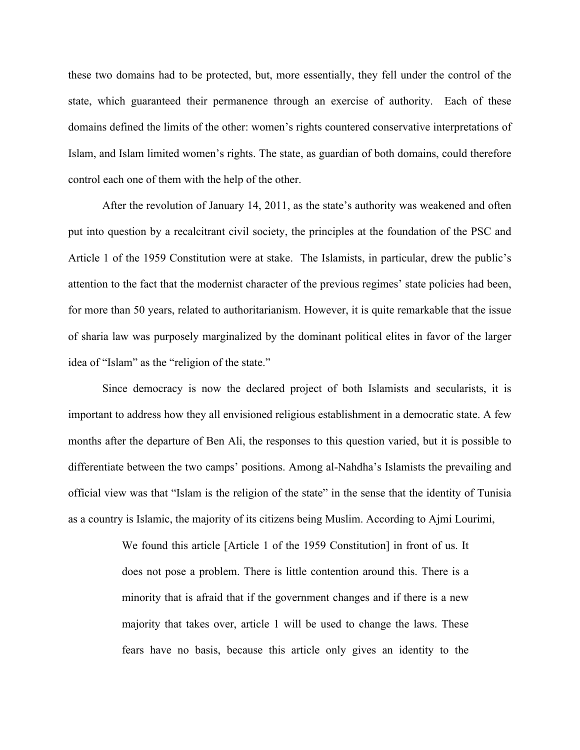these two domains had to be protected, but, more essentially, they fell under the control of the state, which guaranteed their permanence through an exercise of authority. Each of these domains defined the limits of the other: women's rights countered conservative interpretations of Islam, and Islam limited women's rights. The state, as guardian of both domains, could therefore control each one of them with the help of the other.

After the revolution of January 14, 2011, as the state's authority was weakened and often put into question by a recalcitrant civil society, the principles at the foundation of the PSC and Article 1 of the 1959 Constitution were at stake. The Islamists, in particular, drew the public's attention to the fact that the modernist character of the previous regimes' state policies had been, for more than 50 years, related to authoritarianism. However, it is quite remarkable that the issue of sharia law was purposely marginalized by the dominant political elites in favor of the larger idea of "Islam" as the "religion of the state."

Since democracy is now the declared project of both Islamists and secularists, it is important to address how they all envisioned religious establishment in a democratic state. A few months after the departure of Ben Ali, the responses to this question varied, but it is possible to differentiate between the two camps' positions. Among al-Nahdha's Islamists the prevailing and official view was that "Islam is the religion of the state" in the sense that the identity of Tunisia as a country is Islamic, the majority of its citizens being Muslim. According to Ajmi Lourimi,

> We found this article [Article 1 of the 1959 Constitution] in front of us. It does not pose a problem. There is little contention around this. There is a minority that is afraid that if the government changes and if there is a new majority that takes over, article 1 will be used to change the laws. These fears have no basis, because this article only gives an identity to the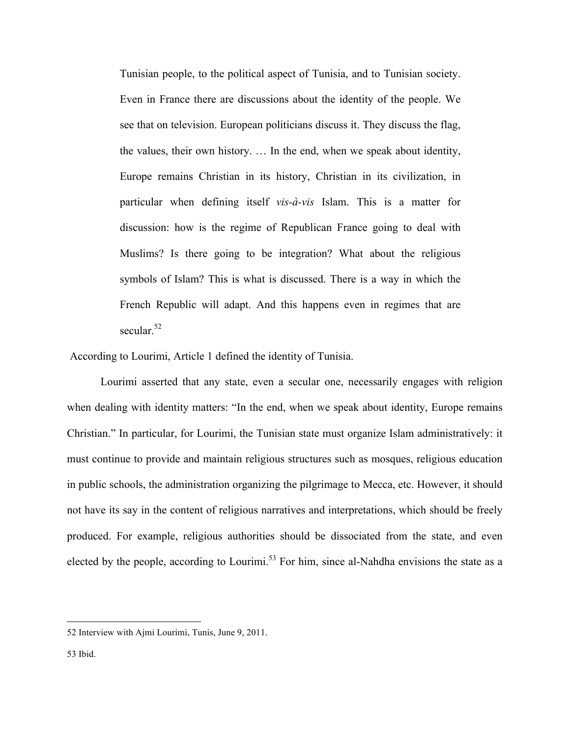> Tunisian people, to the political aspect of Tunisia, and to Tunisian society. Even in France there are discussions about the identity of the people. We see that on television. European politicians discuss it. They discuss the flag, the values, their own history. … In the end, when we speak about identity, Europe remains Christian in its history, Christian in its civilization, in particular when defining itself *vis-à-vis* Islam. This is a matter for discussion: how is the regime of Republican France going to deal with Muslims? Is there going to be integration? What about the religious symbols of Islam? This is what is discussed. There is a way in which the French Republic will adapt. And this happens even in regimes that are secular.[52]

According to Lourimi, Article 1 defined the identity of Tunisia.

Lourimi asserted that any state, even a secular one, necessarily engages with religion when dealing with identity matters: "In the end, when we speak about identity, Europe remains Christian." In particular, for Lourimi, the Tunisian state must organize Islam administratively: it must continue to provide and maintain religious structures such as mosques, religious education in public schools, the administration organizing the pilgrimage to Mecca, etc. However, it should not have its say in the content of religious narratives and interpretations, which should be freely produced. For example, religious authorities should be dissociated from the state, and even elected by the people, according to Lourimi.[53] For him, since al-Nahdha envisions the state as a

---

52 Interview with Ajmi Lourimi, Tunis, June 9, 2011.

53 Ibid.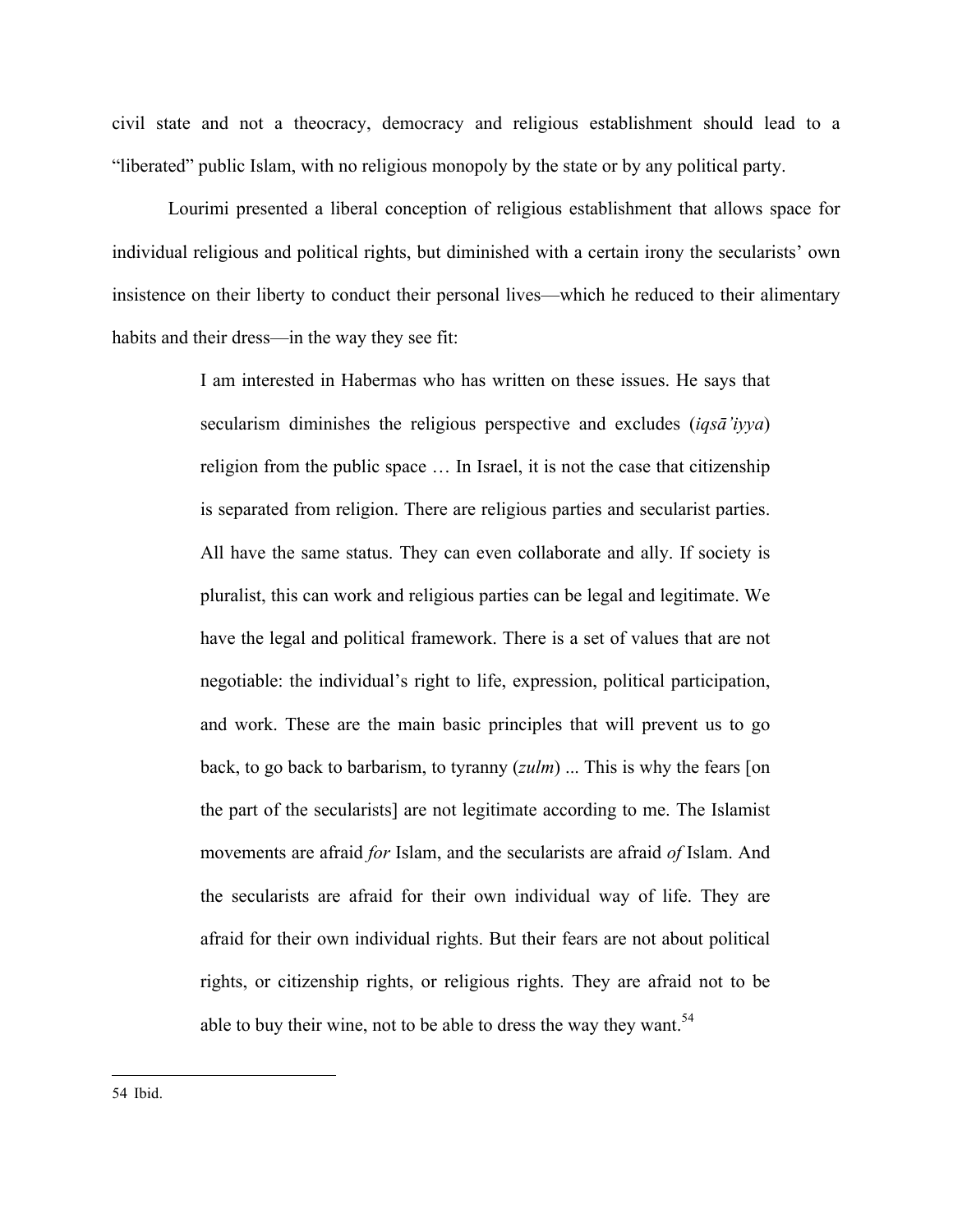civil state and not a theocracy, democracy and religious establishment should lead to a "liberated" public Islam, with no religious monopoly by the state or by any political party.

Lourimi presented a liberal conception of religious establishment that allows space for individual religious and political rights, but diminished with a certain irony the secularists' own insistence on their liberty to conduct their personal lives—which he reduced to their alimentary habits and their dress—in the way they see fit:

> I am interested in Habermas who has written on these issues. He says that secularism diminishes the religious perspective and excludes (*iqsā'iyya*) religion from the public space … In Israel, it is not the case that citizenship is separated from religion. There are religious parties and secularist parties. All have the same status. They can even collaborate and ally. If society is pluralist, this can work and religious parties can be legal and legitimate. We have the legal and political framework. There is a set of values that are not negotiable: the individual's right to life, expression, political participation, and work. These are the main basic principles that will prevent us to go back, to go back to barbarism, to tyranny (*zulm*) ... This is why the fears [on the part of the secularists] are not legitimate according to me. The Islamist movements are afraid *for* Islam, and the secularists are afraid *of* Islam. And the secularists are afraid for their own individual way of life. They are afraid for their own individual rights. But their fears are not about political rights, or citizenship rights, or religious rights. They are afraid not to be able to buy their wine, not to be able to dress the way they want.[54]

---

54 Ibid.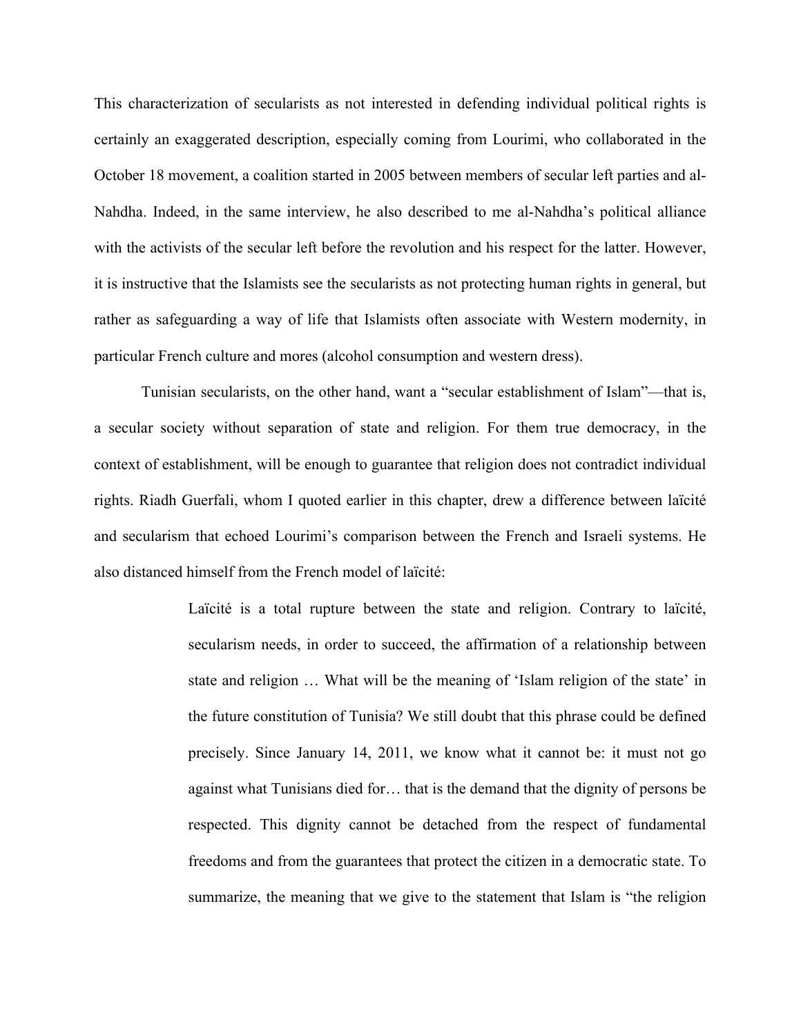This characterization of secularists as not interested in defending individual political rights is certainly an exaggerated description, especially coming from Lourimi, who collaborated in the October 18 movement, a coalition started in 2005 between members of secular left parties and al-Nahdha. Indeed, in the same interview, he also described to me al-Nahdha's political alliance with the activists of the secular left before the revolution and his respect for the latter. However, it is instructive that the Islamists see the secularists as not protecting human rights in general, but rather as safeguarding a way of life that Islamists often associate with Western modernity, in particular French culture and mores (alcohol consumption and western dress).

Tunisian secularists, on the other hand, want a "secular establishment of Islam"—that is, a secular society without separation of state and religion. For them true democracy, in the context of establishment, will be enough to guarantee that religion does not contradict individual rights. Riadh Guerfali, whom I quoted earlier in this chapter, drew a difference between laïcité and secularism that echoed Lourimi's comparison between the French and Israeli systems. He also distanced himself from the French model of laïcité:

> Laïcité is a total rupture between the state and religion. Contrary to laïcité, secularism needs, in order to succeed, the affirmation of a relationship between state and religion … What will be the meaning of 'Islam religion of the state' in the future constitution of Tunisia? We still doubt that this phrase could be defined precisely. Since January 14, 2011, we know what it cannot be: it must not go against what Tunisians died for… that is the demand that the dignity of persons be respected. This dignity cannot be detached from the respect of fundamental freedoms and from the guarantees that protect the citizen in a democratic state. To summarize, the meaning that we give to the statement that Islam is "the religion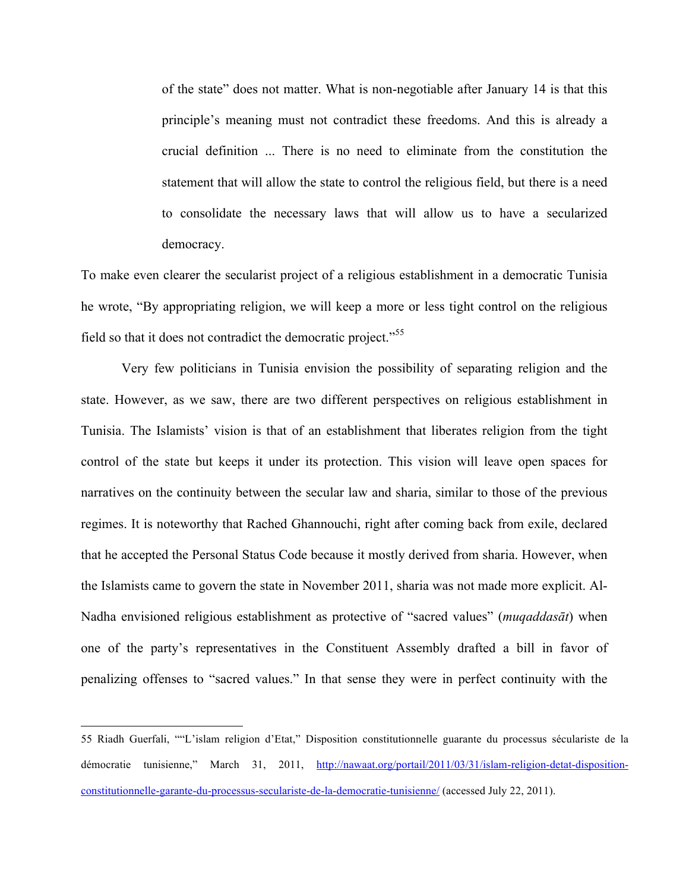> of the state" does not matter. What is non-negotiable after January 14 is that this principle's meaning must not contradict these freedoms. And this is already a crucial definition ... There is no need to eliminate from the constitution the statement that will allow the state to control the religious field, but there is a need to consolidate the necessary laws that will allow us to have a secularized democracy.

To make even clearer the secularist project of a religious establishment in a democratic Tunisia he wrote, "By appropriating religion, we will keep a more or less tight control on the religious field so that it does not contradict the democratic project."[55]

Very few politicians in Tunisia envision the possibility of separating religion and the state. However, as we saw, there are two different perspectives on religious establishment in Tunisia. The Islamists' vision is that of an establishment that liberates religion from the tight control of the state but keeps it under its protection. This vision will leave open spaces for narratives on the continuity between the secular law and sharia, similar to those of the previous regimes. It is noteworthy that Rached Ghannouchi, right after coming back from exile, declared that he accepted the Personal Status Code because it mostly derived from sharia. However, when the Islamists came to govern the state in November 2011, sharia was not made more explicit. Al-Nadha envisioned religious establishment as protective of "sacred values" (*muqaddasāt*) when one of the party's representatives in the Constituent Assembly drafted a bill in favor of penalizing offenses to "sacred values." In that sense they were in perfect continuity with the

---

55 Riadh Guerfali, ""L'islam religion d'Etat," Disposition constitutionnelle guarante du processus séculariste de la démocratie tunisienne," March 31, 2011, http://nawaat.org/portail/2011/03/31/islam-religion-detat-disposition-constitutionnelle-garante-du-processus-seculariste-de-la-democratie-tunisienne/ (accessed July 22, 2011).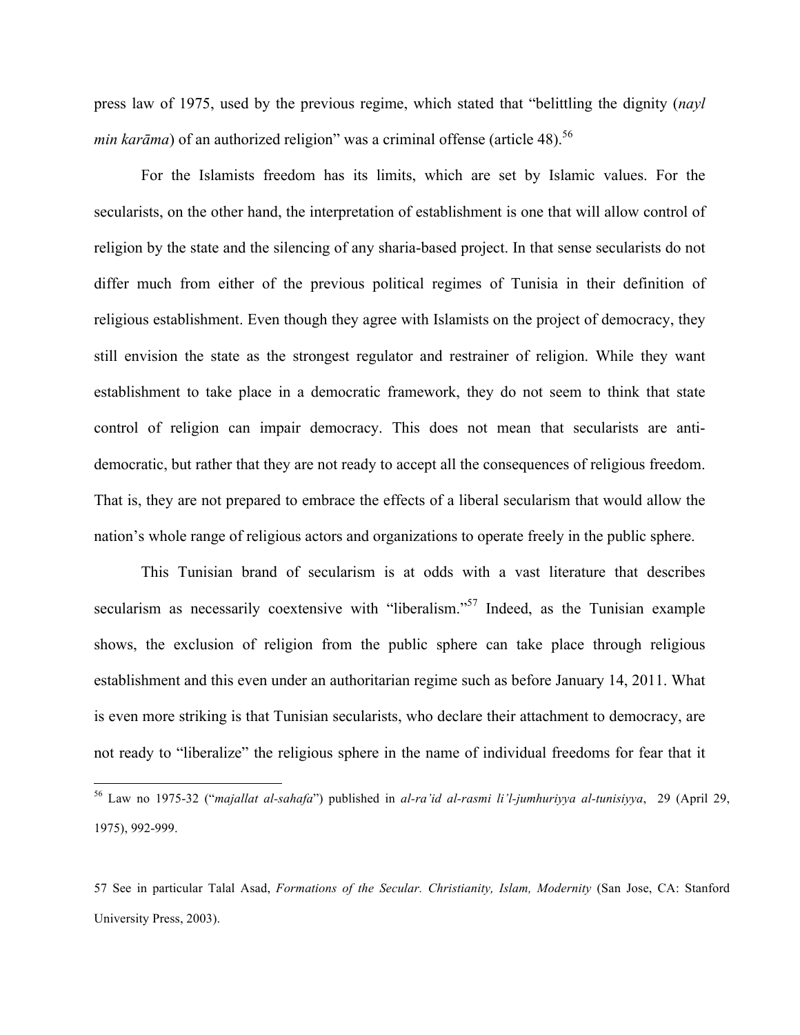press law of 1975, used by the previous regime, which stated that "belittling the dignity (*nayl min karāma*) of an authorized religion" was a criminal offense (article 48).[56]

For the Islamists freedom has its limits, which are set by Islamic values. For the secularists, on the other hand, the interpretation of establishment is one that will allow control of religion by the state and the silencing of any sharia-based project. In that sense secularists do not differ much from either of the previous political regimes of Tunisia in their definition of religious establishment. Even though they agree with Islamists on the project of democracy, they still envision the state as the strongest regulator and restrainer of religion. While they want establishment to take place in a democratic framework, they do not seem to think that state control of religion can impair democracy. This does not mean that secularists are anti-democratic, but rather that they are not ready to accept all the consequences of religious freedom. That is, they are not prepared to embrace the effects of a liberal secularism that would allow the nation's whole range of religious actors and organizations to operate freely in the public sphere.

This Tunisian brand of secularism is at odds with a vast literature that describes secularism as necessarily coextensive with "liberalism."[57] Indeed, as the Tunisian example shows, the exclusion of religion from the public sphere can take place through religious establishment and this even under an authoritarian regime such as before January 14, 2011. What is even more striking is that Tunisian secularists, who declare their attachment to democracy, are not ready to "liberalize" the religious sphere in the name of individual freedoms for fear that it

---

[56] Law no 1975-32 ("*majallat al-sahafa*") published in *al-ra'id al-rasmi li'l-jumhuriyya al-tunisiyya*, 29 (April 29, 1975), 992-999.

57 See in particular Talal Asad, *Formations of the Secular. Christianity, Islam, Modernity* (San Jose, CA: Stanford University Press, 2003).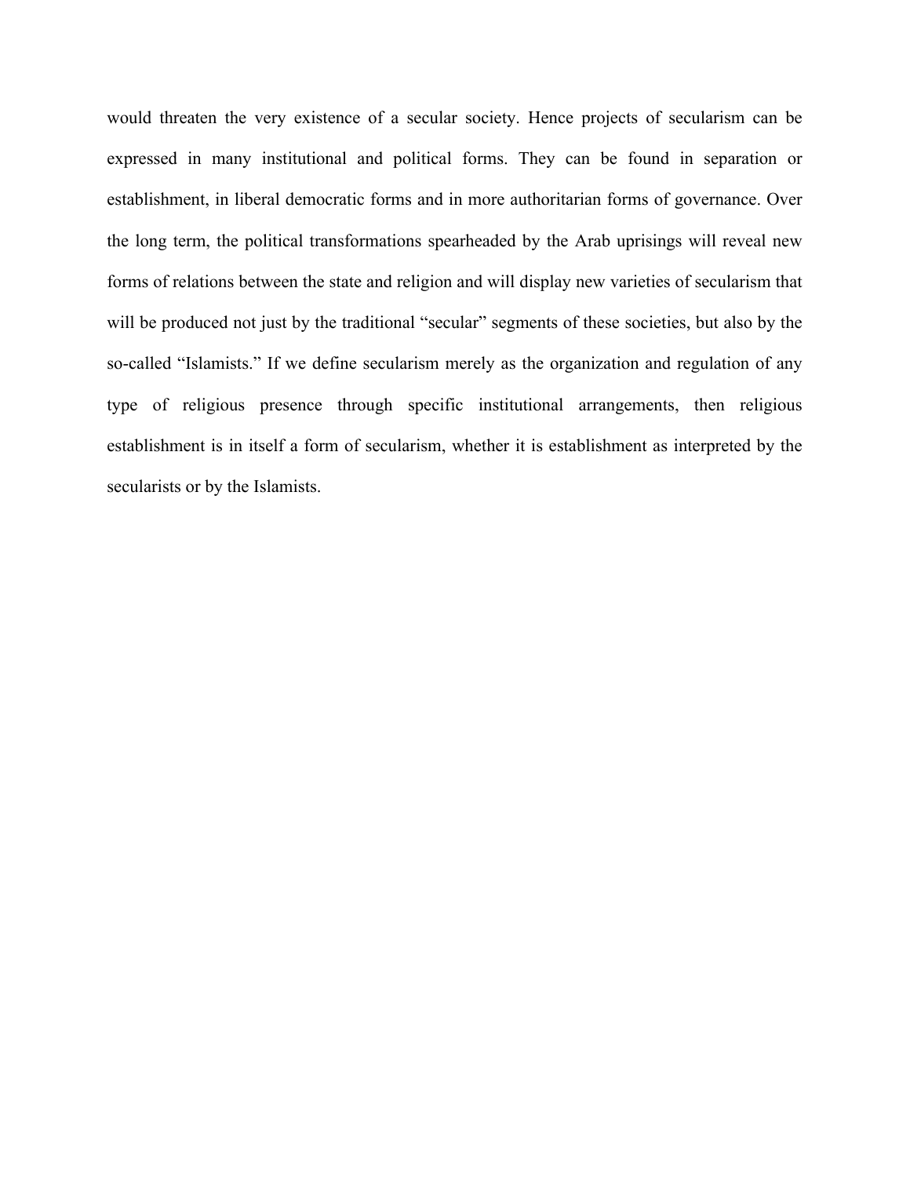would threaten the very existence of a secular society. Hence projects of secularism can be expressed in many institutional and political forms. They can be found in separation or establishment, in liberal democratic forms and in more authoritarian forms of governance. Over the long term, the political transformations spearheaded by the Arab uprisings will reveal new forms of relations between the state and religion and will display new varieties of secularism that will be produced not just by the traditional "secular" segments of these societies, but also by the so-called "Islamists." If we define secularism merely as the organization and regulation of any type of religious presence through specific institutional arrangements, then religious establishment is in itself a form of secularism, whether it is establishment as interpreted by the secularists or by the Islamists.